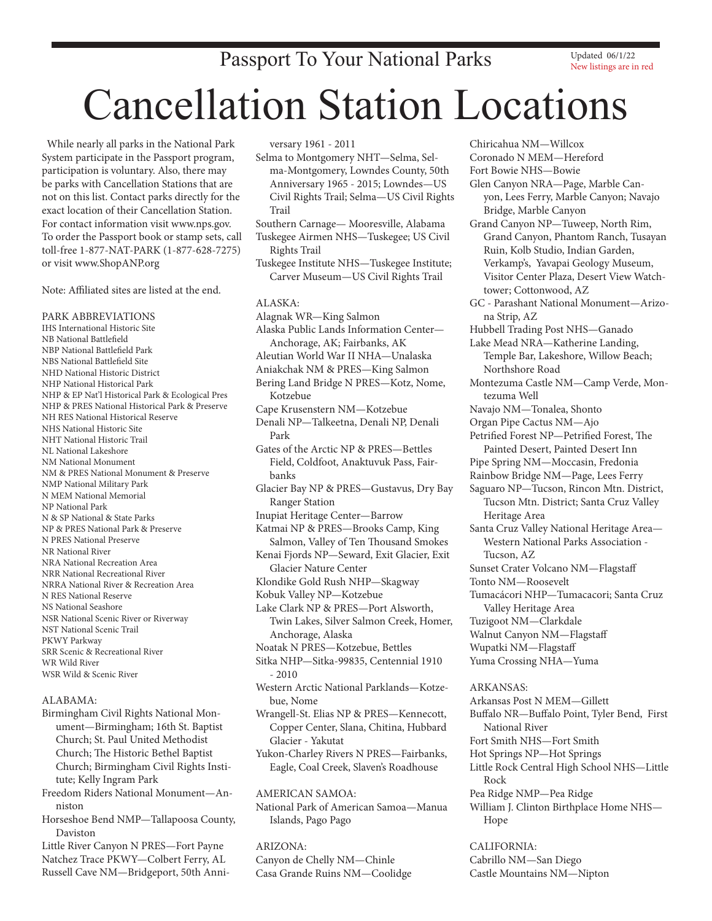# Passport To Your National Parks

Updated 06/1/22
New listings are in red

# Cancellation Station Locations

While nearly all parks in the National Park System participate in the Passport program, participation is voluntary. Also, there may be parks with Cancellation Stations that are not on this list. Contact parks directly for the exact location of their Cancellation Station. For contact information visit www.nps.gov. To order the Passport book or stamp sets, call toll-free 1-877-NAT-PARK (1-877-628-7275) or visit www.ShopANP.org

Note: Affiliated sites are listed at the end.

PARK ABBREVIATIONS

- IHS International Historic Site
- NB National Battlefield
- NBP National Battlefield Park
- NBS National Battlefield Site
- NHD National Historic District
- NHP National Historical Park
- NHP & EP Nat'l Historical Park & Ecological Pres
- NHP & PRES National Historical Park & Preserve
- NH RES National Historical Reserve
- NHS National Historic Site
- NHT National Historic Trail
- NL National Lakeshore
- NM National Monument
- NM & PRES National Monument & Preserve
- NMP National Military Park
- N MEM National Memorial
- NP National Park
- N & SP National & State Parks
- NP & PRES National Park & Preserve
- N PRES National Preserve
- NR National River
- NRA National Recreation Area
- NRR National Recreational River
- NRRA National River & Recreation Area
- N RES National Reserve
- NS National Seashore
- NSR National Scenic River or Riverway
- NST National Scenic Trail
- PKWY Parkway
- SRR Scenic & Recreational River
- WR Wild River
- WSR Wild & Scenic River

ALABAMA:

- Birmingham Civil Rights National Monument—Birmingham; 16th St. Baptist Church; St. Paul United Methodist Church; The Historic Bethel Baptist Church; Birmingham Civil Rights Institute; Kelly Ingram Park
- Freedom Riders National Monument—Anniston
- Horseshoe Bend NMP—Tallapoosa County, Daviston
- Little River Canyon N PRES—Fort Payne
- Natchez Trace PKWY—Colbert Ferry, AL
- Russell Cave NM—Bridgeport, 50th Anniversary 1961 - 2011
- Selma to Montgomery NHT—Selma, Selma-Montgomery, Lowndes County, 50th Anniversary 1965 - 2015; Lowndes—US Civil Rights Trail; Selma—US Civil Rights Trail
- Southern Carnage— Mooresville, Alabama
- Tuskegee Airmen NHS—Tuskegee; US Civil Rights Trail
- Tuskegee Institute NHS—Tuskegee Institute; Carver Museum—US Civil Rights Trail

ALASKA:

- Alagnak WR—King Salmon
- Alaska Public Lands Information Center—Anchorage, AK; Fairbanks, AK
- Aleutian World War II NHA—Unalaska
- Aniakchak NM & PRES—King Salmon
- Bering Land Bridge N PRES—Kotz, Nome, Kotzebue
- Cape Krusenstern NM—Kotzebue
- Denali NP—Talkeetna, Denali NP, Denali Park
- Gates of the Arctic NP & PRES—Bettles Field, Coldfoot, Anaktuvuk Pass, Fairbanks
- Glacier Bay NP & PRES—Gustavus, Dry Bay Ranger Station
- Inupiat Heritage Center—Barrow
- Katmai NP & PRES—Brooks Camp, King Salmon, Valley of Ten Thousand Smokes
- Kenai Fjords NP—Seward, Exit Glacier, Exit Glacier Nature Center
- Klondike Gold Rush NHP—Skagway
- Kobuk Valley NP—Kotzebue
- Lake Clark NP & PRES—Port Alsworth, Twin Lakes, Silver Salmon Creek, Homer, Anchorage, Alaska
- Noatak N PRES—Kotzebue, Bettles
- Sitka NHP—Sitka-99835, Centennial 1910 - 2010
- Western Arctic National Parklands—Kotzebue, Nome
- Wrangell-St. Elias NP & PRES—Kennecott, Copper Center, Slana, Chitina, Hubbard Glacier - Yakutat
- Yukon-Charley Rivers N PRES—Fairbanks, Eagle, Coal Creek, Slaven's Roadhouse

AMERICAN SAMOA:

- National Park of American Samoa—Manua Islands, Pago Pago

ARIZONA:

- Canyon de Chelly NM—Chinle
- Casa Grande Ruins NM—Coolidge
- Chiricahua NM—Willcox
- Coronado N MEM—Hereford
- Fort Bowie NHS—Bowie
- Glen Canyon NRA—Page, Marble Canyon, Lees Ferry, Marble Canyon; Navajo Bridge, Marble Canyon
- Grand Canyon NP—Tuweep, North Rim, Grand Canyon, Phantom Ranch, Tusayan Ruin, Kolb Studio, Indian Garden, Verkamp's, Yavapai Geology Museum, Visitor Center Plaza, Desert View Watchtower; Cottonwood, AZ
- GC - Parashant National Monument—Arizona Strip, AZ
- Hubbell Trading Post NHS—Ganado
- Lake Mead NRA—Katherine Landing, Temple Bar, Lakeshore, Willow Beach; Northshore Road
- Montezuma Castle NM—Camp Verde, Montezuma Well
- Navajo NM—Tonalea, Shonto
- Organ Pipe Cactus NM—Ajo
- Petrified Forest NP—Petrified Forest, The Painted Desert, Painted Desert Inn
- Pipe Spring NM—Moccasin, Fredonia
- Rainbow Bridge NM—Page, Lees Ferry
- Saguaro NP—Tucson, Rincon Mtn. District, Tucson Mtn. District; Santa Cruz Valley Heritage Area
- Santa Cruz Valley National Heritage Area—Western National Parks Association - Tucson, AZ
- Sunset Crater Volcano NM—Flagstaff
- Tonto NM—Roosevelt
- Tumacácori NHP—Tumacacori; Santa Cruz Valley Heritage Area
- Tuzigoot NM—Clarkdale
- Walnut Canyon NM—Flagstaff
- Wupatki NM—Flagstaff
- Yuma Crossing NHA—Yuma

ARKANSAS:

- Arkansas Post N MEM—Gillett
- Buffalo NR—Buffalo Point, Tyler Bend, First National River
- Fort Smith NHS—Fort Smith
- Hot Springs NP—Hot Springs
- Little Rock Central High School NHS—Little Rock
- Pea Ridge NMP—Pea Ridge
- William J. Clinton Birthplace Home NHS—Hope

CALIFORNIA:

- Cabrillo NM—San Diego
- Castle Mountains NM—Nipton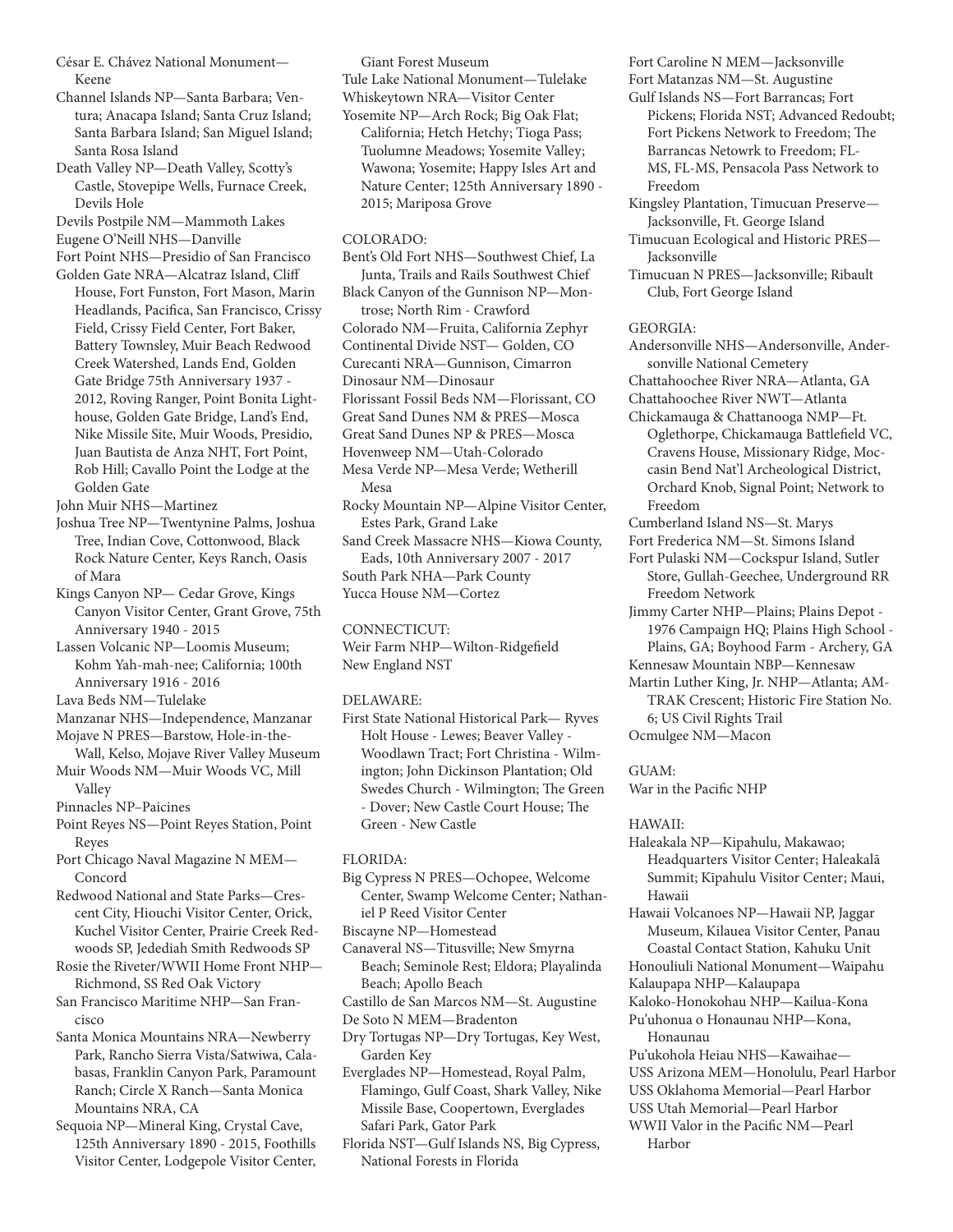César E. Chávez National Monument—Keene

Channel Islands NP—Santa Barbara; Ventura; Anacapa Island; Santa Cruz Island; Santa Barbara Island; San Miguel Island; Santa Rosa Island

Death Valley NP—Death Valley, Scotty's Castle, Stovepipe Wells, Furnace Creek, Devils Hole

Devils Postpile NM—Mammoth Lakes

Eugene O'Neill NHS—Danville

Fort Point NHS—Presidio of San Francisco

Golden Gate NRA—Alcatraz Island, Cliff House, Fort Funston, Fort Mason, Marin Headlands, Pacifica, San Francisco, Crissy Field, Crissy Field Center, Fort Baker, Battery Townsley, Muir Beach Redwood Creek Watershed, Lands End, Golden Gate Bridge 75th Anniversary 1937 - 2012, Roving Ranger, Point Bonita Lighthouse, Golden Gate Bridge, Land's End, Nike Missile Site, Muir Woods, Presidio, Juan Bautista de Anza NHT, Fort Point, Rob Hill; Cavallo Point the Lodge at the Golden Gate

John Muir NHS—Martinez

Joshua Tree NP—Twentynine Palms, Joshua Tree, Indian Cove, Cottonwood, Black Rock Nature Center, Keys Ranch, Oasis of Mara

Kings Canyon NP— Cedar Grove, Kings Canyon Visitor Center, Grant Grove, 75th Anniversary 1940 - 2015

Lassen Volcanic NP—Loomis Museum; Kohm Yah-mah-nee; California; 100th Anniversary 1916 - 2016

Lava Beds NM—Tulelake

Manzanar NHS—Independence, Manzanar

Mojave N PRES—Barstow, Hole-in-the-Wall, Kelso, Mojave River Valley Museum

Muir Woods NM—Muir Woods VC, Mill Valley

Pinnacles NP–Paicines

Point Reyes NS—Point Reyes Station, Point Reyes

Port Chicago Naval Magazine N MEM—Concord

Redwood National and State Parks—Crescent City, Hiouchi Visitor Center, Orick, Kuchel Visitor Center, Prairie Creek Redwoods SP, Jedediah Smith Redwoods SP

Rosie the Riveter/WWII Home Front NHP—Richmond, SS Red Oak Victory

San Francisco Maritime NHP—San Francisco

Santa Monica Mountains NRA—Newberry Park, Rancho Sierra Vista/Satwiwa, Calabasas, Franklin Canyon Park, Paramount Ranch; Circle X Ranch—Santa Monica Mountains NRA, CA

Sequoia NP—Mineral King, Crystal Cave, 125th Anniversary 1890 - 2015, Foothills Visitor Center, Lodgepole Visitor Center, Giant Forest Museum

Tule Lake National Monument—Tulelake

Whiskeytown NRA—Visitor Center

Yosemite NP—Arch Rock; Big Oak Flat; California; Hetch Hetchy; Tioga Pass; Tuolumne Meadows; Yosemite Valley; Wawona; Yosemite; Happy Isles Art and Nature Center; 125th Anniversary 1890 - 2015; Mariposa Grove

COLORADO:

Bent's Old Fort NHS—Southwest Chief, La Junta, Trails and Rails Southwest Chief

Black Canyon of the Gunnison NP—Montrose; North Rim - Crawford

Colorado NM—Fruita, California Zephyr

Continental Divide NST— Golden, CO

Curecanti NRA—Gunnison, Cimarron

Dinosaur NM—Dinosaur

Florissant Fossil Beds NM—Florissant, CO

Great Sand Dunes NM & PRES—Mosca

Great Sand Dunes NP & PRES—Mosca

Hovenweep NM—Utah-Colorado

Mesa Verde NP—Mesa Verde; Wetherill Mesa

Rocky Mountain NP—Alpine Visitor Center, Estes Park, Grand Lake

Sand Creek Massacre NHS—Kiowa County, Eads, 10th Anniversary 2007 - 2017

South Park NHA—Park County

Yucca House NM—Cortez

CONNECTICUT:

Weir Farm NHP—Wilton-Ridgefield

New England NST

DELAWARE:

First State National Historical Park— Ryves Holt House - Lewes; Beaver Valley - Woodlawn Tract; Fort Christina - Wilmington; John Dickinson Plantation; Old Swedes Church - Wilmington; The Green - Dover; New Castle Court House; The Green - New Castle

FLORIDA:

Big Cypress N PRES—Ochopee, Welcome Center, Swamp Welcome Center; Nathaniel P Reed Visitor Center

Biscayne NP—Homestead

Canaveral NS—Titusville; New Smyrna Beach; Seminole Rest; Eldora; Playalinda Beach; Apollo Beach

Castillo de San Marcos NM—St. Augustine

De Soto N MEM—Bradenton

Dry Tortugas NP—Dry Tortugas, Key West, Garden Key

Everglades NP—Homestead, Royal Palm, Flamingo, Gulf Coast, Shark Valley, Nike Missile Base, Coopertown, Everglades Safari Park, Gator Park

Florida NST—Gulf Islands NS, Big Cypress, National Forests in Florida

Fort Caroline N MEM—Jacksonville

Fort Matanzas NM—St. Augustine

Gulf Islands NS—Fort Barrancas; Fort Pickens; Florida NST; Advanced Redoubt; Fort Pickens Network to Freedom; The Barrancas Netowrk to Freedom; FL-MS, FL-MS, Pensacola Pass Network to Freedom

Kingsley Plantation, Timucuan Preserve—Jacksonville, Ft. George Island

Timucuan Ecological and Historic PRES—Jacksonville

Timucuan N PRES—Jacksonville; Ribault Club, Fort George Island

GEORGIA:

Andersonville NHS—Andersonville, Andersonville National Cemetery

Chattahoochee River NRA—Atlanta, GA

Chattahoochee River NWT—Atlanta

Chickamauga & Chattanooga NMP—Ft. Oglethorpe, Chickamauga Battlefield VC, Cravens House, Missionary Ridge, Moccasin Bend Nat'l Archeological District, Orchard Knob, Signal Point; Network to Freedom

Cumberland Island NS—St. Marys

Fort Frederica NM—St. Simons Island

Fort Pulaski NM—Cockspur Island, Sutler Store, Gullah-Geechee, Underground RR Freedom Network

Jimmy Carter NHP—Plains; Plains Depot - 1976 Campaign HQ; Plains High School - Plains, GA; Boyhood Farm - Archery, GA

Kennesaw Mountain NBP—Kennesaw

Martin Luther King, Jr. NHP—Atlanta; AMTRAK Crescent; Historic Fire Station No. 6; US Civil Rights Trail

Ocmulgee NM—Macon

GUAM:

War in the Pacific NHP

HAWAII:

Haleakala NP—Kipahulu, Makawao; Headquarters Visitor Center; Haleakalā Summit; Kīpahulu Visitor Center; Maui, Hawaii

Hawaii Volcanoes NP—Hawaii NP, Jaggar Museum, Kilauea Visitor Center, Panau Coastal Contact Station, Kahuku Unit

Honouliuli National Monument—Waipahu

Kalaupapa NHP—Kalaupapa

Kaloko-Honokohau NHP—Kailua-Kona

Pu'uhonua o Honaunau NHP—Kona, Honaunau

Pu'ukohola Heiau NHS—Kawaihae—

USS Arizona MEM—Honolulu, Pearl Harbor

USS Oklahoma Memorial—Pearl Harbor

USS Utah Memorial—Pearl Harbor

WWII Valor in the Pacific NM—Pearl Harbor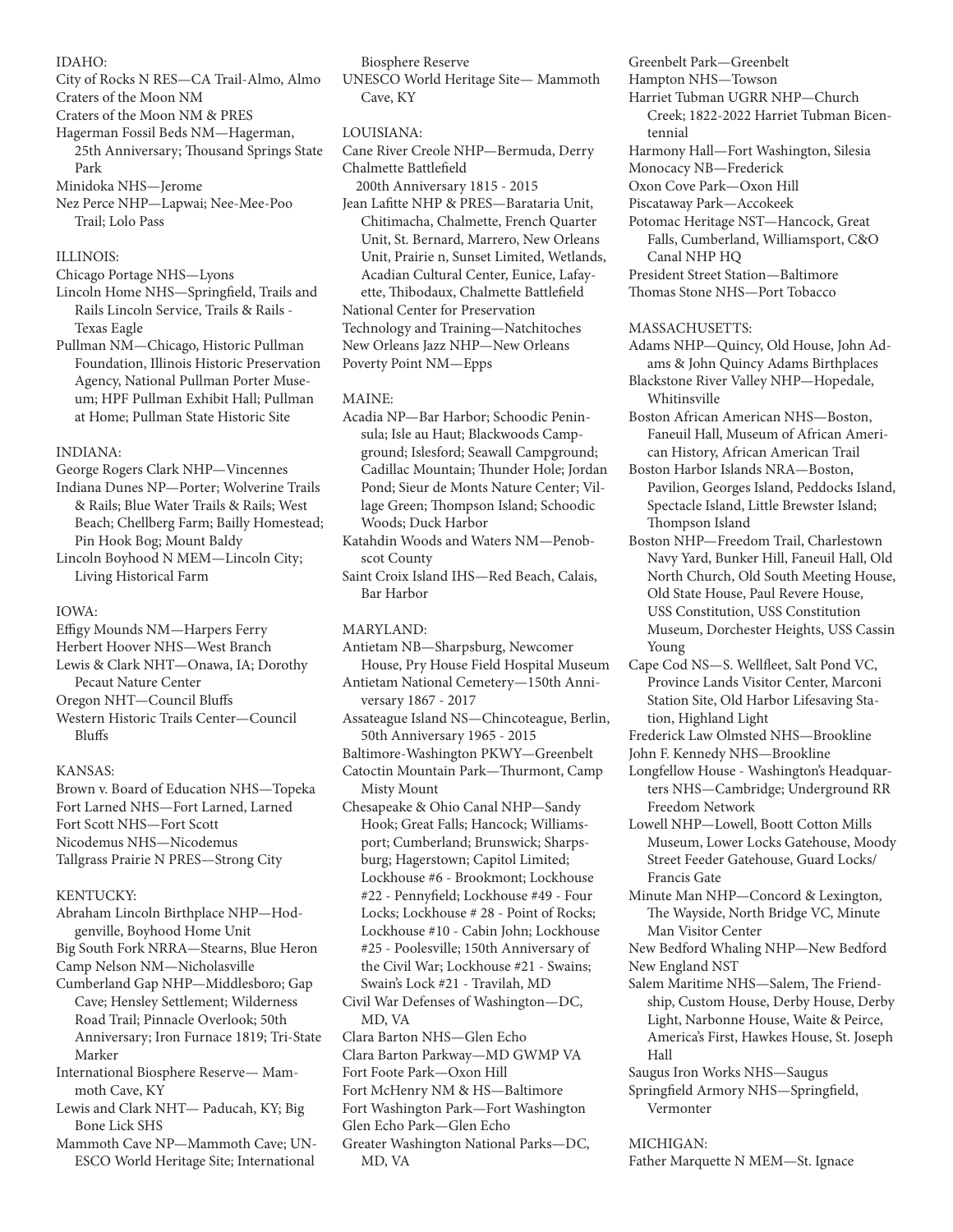IDAHO:

City of Rocks N RES—CA Trail-Almo, Almo
Craters of the Moon NM
Craters of the Moon NM & PRES
Hagerman Fossil Beds NM—Hagerman, 25th Anniversary; Thousand Springs State Park
Minidoka NHS—Jerome
Nez Perce NHP—Lapwai; Nee-Mee-Poo Trail; Lolo Pass

ILLINOIS:

Chicago Portage NHS—Lyons
Lincoln Home NHS—Springfield, Trails and Rails Lincoln Service, Trails & Rails - Texas Eagle
Pullman NM—Chicago, Historic Pullman Foundation, Illinois Historic Preservation Agency, National Pullman Porter Museum; HPF Pullman Exhibit Hall; Pullman at Home; Pullman State Historic Site

INDIANA:

George Rogers Clark NHP—Vincennes
Indiana Dunes NP—Porter; Wolverine Trails & Rails; Blue Water Trails & Rails; West Beach; Chellberg Farm; Bailly Homestead; Pin Hook Bog; Mount Baldy
Lincoln Boyhood N MEM—Lincoln City; Living Historical Farm

IOWA:

Effigy Mounds NM—Harpers Ferry
Herbert Hoover NHS—West Branch
Lewis & Clark NHT—Onawa, IA; Dorothy Pecaut Nature Center
Oregon NHT—Council Bluffs
Western Historic Trails Center—Council Bluffs

KANSAS:

Brown v. Board of Education NHS—Topeka
Fort Larned NHS—Fort Larned, Larned
Fort Scott NHS—Fort Scott
Nicodemus NHS—Nicodemus
Tallgrass Prairie N PRES—Strong City

KENTUCKY:

Abraham Lincoln Birthplace NHP—Hodgenville, Boyhood Home Unit
Big South Fork NRRA—Stearns, Blue Heron
Camp Nelson NM—Nicholasville
Cumberland Gap NHP—Middlesboro; Gap Cave; Hensley Settlement; Wilderness Road Trail; Pinnacle Overlook; 50th Anniversary; Iron Furnace 1819; Tri-State Marker
International Biosphere Reserve— Mammoth Cave, KY
Lewis and Clark NHT— Paducah, KY; Big Bone Lick SHS
Mammoth Cave NP—Mammoth Cave; UNESCO World Heritage Site; International Biosphere Reserve
UNESCO World Heritage Site— Mammoth Cave, KY

LOUISIANA:

Cane River Creole NHP—Bermuda, Derry
Chalmette Battlefield
200th Anniversary 1815 - 2015
Jean Lafitte NHP & PRES—Barataria Unit, Chitimacha, Chalmette, French Quarter Unit, St. Bernard, Marrero, New Orleans Unit, Prairie n, Sunset Limited, Wetlands, Acadian Cultural Center, Eunice, Lafayette, Thibodaux, Chalmette Battlefield
National Center for Preservation Technology and Training—Natchitoches
New Orleans Jazz NHP—New Orleans
Poverty Point NM—Epps

MAINE:

Acadia NP—Bar Harbor; Schoodic Peninsula; Isle au Haut; Blackwoods Campground; Islesford; Seawall Campground; Cadillac Mountain; Thunder Hole; Jordan Pond; Sieur de Monts Nature Center; Village Green; Thompson Island; Schoodic Woods; Duck Harbor
Katahdin Woods and Waters NM—Penobscot County
Saint Croix Island IHS—Red Beach, Calais, Bar Harbor

MARYLAND:

Antietam NB—Sharpsburg, Newcomer House, Pry House Field Hospital Museum
Antietam National Cemetery—150th Anniversary 1867 - 2017
Assateague Island NS—Chincoteague, Berlin, 50th Anniversary 1965 - 2015
Baltimore-Washington PKWY—Greenbelt
Catoctin Mountain Park—Thurmont, Camp Misty Mount
Chesapeake & Ohio Canal NHP—Sandy Hook; Great Falls; Hancock; Williamsport; Cumberland; Brunswick; Sharpsburg; Hagerstown; Capitol Limited; Lockhouse #6 - Brookmont; Lockhouse #22 - Pennyfield; Lockhouse #49 - Four Locks; Lockhouse # 28 - Point of Rocks; Lockhouse #10 - Cabin John; Lockhouse #25 - Poolesville; 150th Anniversary of the Civil War; Lockhouse #21 - Swains; Swain's Lock #21 - Travilah, MD
Civil War Defenses of Washington—DC, MD, VA
Clara Barton NHS—Glen Echo
Clara Barton Parkway—MD GWMP VA
Fort Foote Park—Oxon Hill
Fort McHenry NM & HS—Baltimore
Fort Washington Park—Fort Washington
Glen Echo Park—Glen Echo
Greater Washington National Parks—DC, MD, VA
Greenbelt Park—Greenbelt
Hampton NHS—Towson
Harriet Tubman UGRR NHP—Church Creek; 1822-2022 Harriet Tubman Bicentennial
Harmony Hall—Fort Washington, Silesia
Monocacy NB—Frederick
Oxon Cove Park—Oxon Hill
Piscataway Park—Accokeek
Potomac Heritage NST—Hancock, Great Falls, Cumberland, Williamsport, C&O Canal NHP HQ
President Street Station—Baltimore
Thomas Stone NHS—Port Tobacco

MASSACHUSETTS:

Adams NHP—Quincy, Old House, John Adams & John Quincy Adams Birthplaces
Blackstone River Valley NHP—Hopedale, Whitinsville
Boston African American NHS—Boston, Faneuil Hall, Museum of African American History, African American Trail
Boston Harbor Islands NRA—Boston, Pavilion, Georges Island, Peddocks Island, Spectacle Island, Little Brewster Island; Thompson Island
Boston NHP—Freedom Trail, Charlestown Navy Yard, Bunker Hill, Faneuil Hall, Old North Church, Old South Meeting House, Old State House, Paul Revere House, USS Constitution, USS Constitution Museum, Dorchester Heights, USS Cassin Young
Cape Cod NS—S. Wellfleet, Salt Pond VC, Province Lands Visitor Center, Marconi Station Site, Old Harbor Lifesaving Station, Highland Light
Frederick Law Olmsted NHS—Brookline
John F. Kennedy NHS—Brookline
Longfellow House - Washington's Headquarters NHS—Cambridge; Underground RR Freedom Network
Lowell NHP—Lowell, Boott Cotton Mills Museum, Lower Locks Gatehouse, Moody Street Feeder Gatehouse, Guard Locks/ Francis Gate
Minute Man NHP—Concord & Lexington, The Wayside, North Bridge VC, Minute Man Visitor Center
New Bedford Whaling NHP—New Bedford
New England NST
Salem Maritime NHS—Salem, The Friendship, Custom House, Derby House, Derby Light, Narbonne House, Waite & Peirce, America's First, Hawkes House, St. Joseph Hall
Saugus Iron Works NHS—Saugus
Springfield Armory NHS—Springfield, Vermonter

MICHIGAN:

Father Marquette N MEM—St. Ignace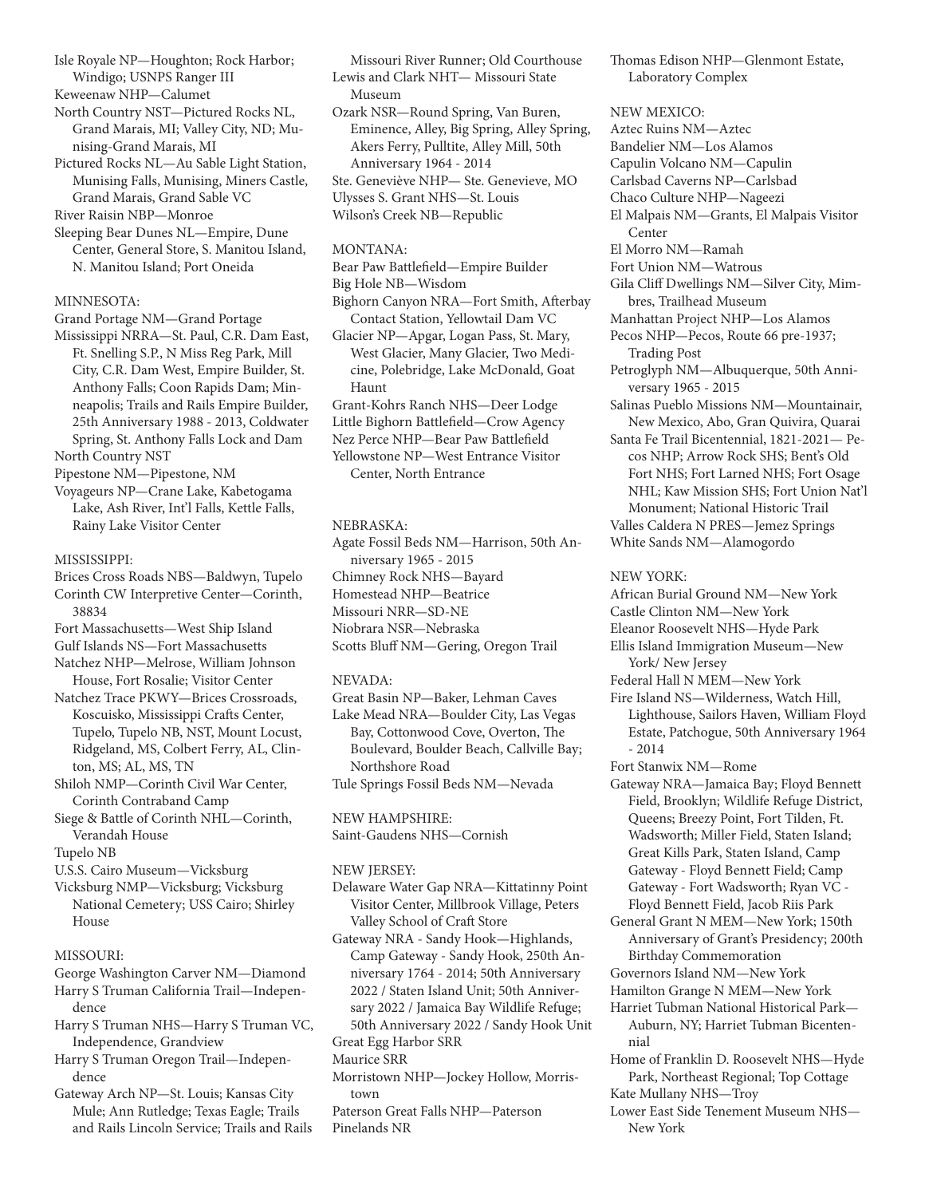Isle Royale NP—Houghton; Rock Harbor; Windigo; USNPS Ranger III

Keweenaw NHP—Calumet

North Country NST—Pictured Rocks NL, Grand Marais, MI; Valley City, ND; Munising-Grand Marais, MI

Pictured Rocks NL—Au Sable Light Station, Munising Falls, Munising, Miners Castle, Grand Marais, Grand Sable VC

River Raisin NBP—Monroe

Sleeping Bear Dunes NL—Empire, Dune Center, General Store, S. Manitou Island, N. Manitou Island; Port Oneida

MINNESOTA:

Grand Portage NM—Grand Portage

Mississippi NRRA—St. Paul, C.R. Dam East, Ft. Snelling S.P., N Miss Reg Park, Mill City, C.R. Dam West, Empire Builder, St. Anthony Falls; Coon Rapids Dam; Minneapolis; Trails and Rails Empire Builder, 25th Anniversary 1988 - 2013, Coldwater Spring, St. Anthony Falls Lock and Dam

North Country NST

Pipestone NM—Pipestone, NM

Voyageurs NP—Crane Lake, Kabetogama Lake, Ash River, Int'l Falls, Kettle Falls, Rainy Lake Visitor Center

MISSISSIPPI:

Brices Cross Roads NBS—Baldwyn, Tupelo

Corinth CW Interpretive Center—Corinth, 38834

Fort Massachusetts—West Ship Island

Gulf Islands NS—Fort Massachusetts

Natchez NHP—Melrose, William Johnson House, Fort Rosalie; Visitor Center

Natchez Trace PKWY—Brices Crossroads, Koscuisko, Mississippi Crafts Center, Tupelo, Tupelo NB, NST, Mount Locust, Ridgeland, MS, Colbert Ferry, AL, Clinton, MS; AL, MS, TN

Shiloh NMP—Corinth Civil War Center, Corinth Contraband Camp

Siege & Battle of Corinth NHL—Corinth, Verandah House

Tupelo NB

U.S.S. Cairo Museum—Vicksburg

Vicksburg NMP—Vicksburg; Vicksburg National Cemetery; USS Cairo; Shirley House

MISSOURI:

George Washington Carver NM—Diamond

Harry S Truman California Trail—Independence

Harry S Truman NHS—Harry S Truman VC, Independence, Grandview

Harry S Truman Oregon Trail—Independence

Gateway Arch NP—St. Louis; Kansas City Mule; Ann Rutledge; Texas Eagle; Trails and Rails Lincoln Service; Trails and Rails Missouri River Runner; Old Courthouse

Lewis and Clark NHT— Missouri State Museum

Ozark NSR—Round Spring, Van Buren, Eminence, Alley, Big Spring, Alley Spring, Akers Ferry, Pulltite, Alley Mill, 50th Anniversary 1964 - 2014

Ste. Geneviève NHP— Ste. Genevieve, MO

Ulysses S. Grant NHS—St. Louis

Wilson's Creek NB—Republic

MONTANA:

Bear Paw Battlefield—Empire Builder

Big Hole NB—Wisdom

Bighorn Canyon NRA—Fort Smith, Afterbay Contact Station, Yellowtail Dam VC

Glacier NP—Apgar, Logan Pass, St. Mary, West Glacier, Many Glacier, Two Medicine, Polebridge, Lake McDonald, Goat Haunt

Grant-Kohrs Ranch NHS—Deer Lodge

Little Bighorn Battlefield—Crow Agency

Nez Perce NHP—Bear Paw Battlefield

Yellowstone NP—West Entrance Visitor Center, North Entrance

NEBRASKA:

Agate Fossil Beds NM—Harrison, 50th Anniversary 1965 - 2015

Chimney Rock NHS—Bayard

Homestead NHP—Beatrice

Missouri NRR—SD-NE

Niobrara NSR—Nebraska

Scotts Bluff NM—Gering, Oregon Trail

NEVADA:

Great Basin NP—Baker, Lehman Caves

Lake Mead NRA—Boulder City, Las Vegas Bay, Cottonwood Cove, Overton, The Boulevard, Boulder Beach, Callville Bay; Northshore Road

Tule Springs Fossil Beds NM—Nevada

NEW HAMPSHIRE:

Saint-Gaudens NHS—Cornish

NEW JERSEY:

Delaware Water Gap NRA—Kittatinny Point Visitor Center, Millbrook Village, Peters Valley School of Craft Store

Gateway NRA - Sandy Hook—Highlands, Camp Gateway - Sandy Hook, 250th Anniversary 1764 - 2014; 50th Anniversary 2022 / Staten Island Unit; 50th Anniversary 2022 / Jamaica Bay Wildlife Refuge; 50th Anniversary 2022 / Sandy Hook Unit

Great Egg Harbor SRR

Maurice SRR

Morristown NHP—Jockey Hollow, Morristown

Paterson Great Falls NHP—Paterson

Pinelands NR

Thomas Edison NHP—Glenmont Estate, Laboratory Complex

NEW MEXICO:

Aztec Ruins NM—Aztec

Bandelier NM—Los Alamos

Capulin Volcano NM—Capulin

Carlsbad Caverns NP—Carlsbad

Chaco Culture NHP—Nageezi

El Malpais NM—Grants, El Malpais Visitor Center

El Morro NM—Ramah

Fort Union NM—Watrous

Gila Cliff Dwellings NM—Silver City, Mimbres, Trailhead Museum

Manhattan Project NHP—Los Alamos

Pecos NHP—Pecos, Route 66 pre-1937; Trading Post

Petroglyph NM—Albuquerque, 50th Anniversary 1965 - 2015

Salinas Pueblo Missions NM—Mountainair, New Mexico, Abo, Gran Quivira, Quarai

Santa Fe Trail Bicentennial, 1821-2021— Pecos NHP; Arrow Rock SHS; Bent's Old Fort NHS; Fort Larned NHS; Fort Osage NHL; Kaw Mission SHS; Fort Union Nat'l Monument; National Historic Trail

Valles Caldera N PRES—Jemez Springs

White Sands NM—Alamogordo

NEW YORK:

African Burial Ground NM—New York

Castle Clinton NM—New York

Eleanor Roosevelt NHS—Hyde Park

Ellis Island Immigration Museum—New York/ New Jersey

Federal Hall N MEM—New York

Fire Island NS—Wilderness, Watch Hill, Lighthouse, Sailors Haven, William Floyd Estate, Patchogue, 50th Anniversary 1964 - 2014

Fort Stanwix NM—Rome

Gateway NRA—Jamaica Bay; Floyd Bennett Field, Brooklyn; Wildlife Refuge District, Queens; Breezy Point, Fort Tilden, Ft. Wadsworth; Miller Field, Staten Island; Great Kills Park, Staten Island, Camp Gateway - Floyd Bennett Field; Camp Gateway - Fort Wadsworth; Ryan VC - Floyd Bennett Field, Jacob Riis Park

General Grant N MEM—New York; 150th Anniversary of Grant's Presidency; 200th Birthday Commemoration

Governors Island NM—New York

Hamilton Grange N MEM—New York

Harriet Tubman National Historical Park—Auburn, NY; Harriet Tubman Bicentennial

Home of Franklin D. Roosevelt NHS—Hyde Park, Northeast Regional; Top Cottage

Kate Mullany NHS—Troy

Lower East Side Tenement Museum NHS—New York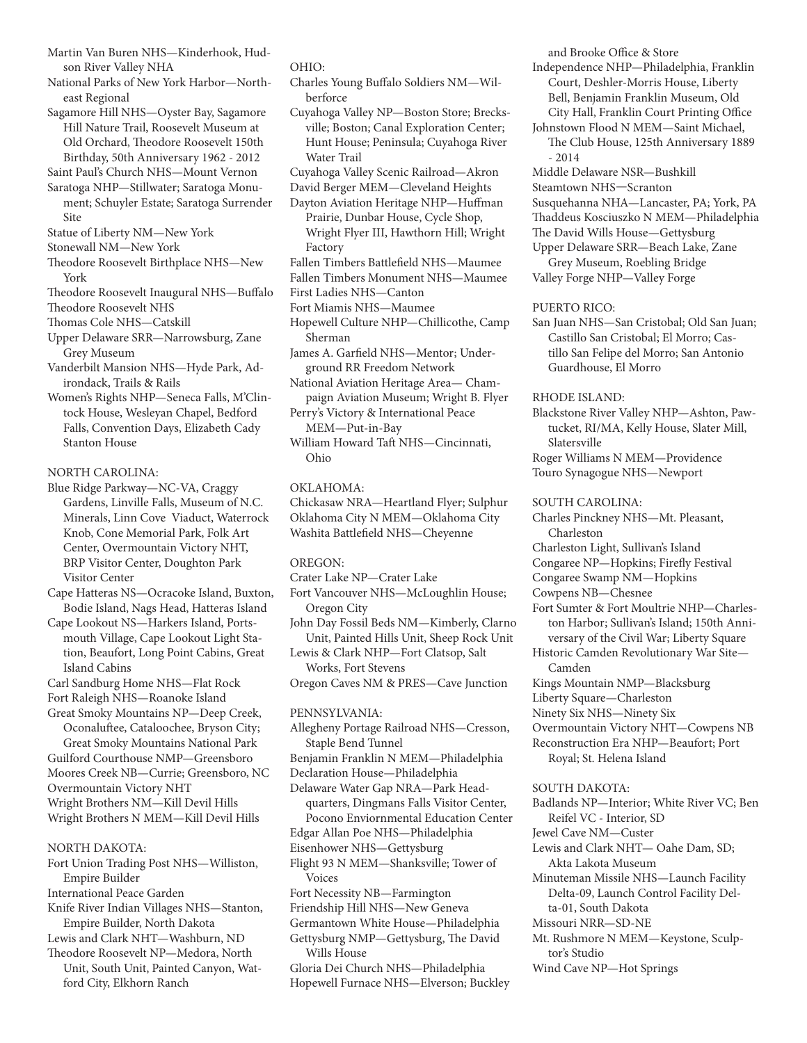Martin Van Buren NHS—Kinderhook, Hudson River Valley NHA
National Parks of New York Harbor—Northeast Regional
Sagamore Hill NHS—Oyster Bay, Sagamore Hill Nature Trail, Roosevelt Museum at Old Orchard, Theodore Roosevelt 150th Birthday, 50th Anniversary 1962 - 2012
Saint Paul's Church NHS—Mount Vernon
Saratoga NHP—Stillwater; Saratoga Monument; Schuyler Estate; Saratoga Surrender Site
Statue of Liberty NM—New York
Stonewall NM—New York
Theodore Roosevelt Birthplace NHS—New York
Theodore Roosevelt Inaugural NHS—Buffalo
Theodore Roosevelt NHS
Thomas Cole NHS—Catskill
Upper Delaware SRR—Narrowsburg, Zane Grey Museum
Vanderbilt Mansion NHS—Hyde Park, Adirondack, Trails & Rails
Women's Rights NHP—Seneca Falls, M'Clintock House, Wesleyan Chapel, Bedford Falls, Convention Days, Elizabeth Cady Stanton House

NORTH CAROLINA:
Blue Ridge Parkway—NC-VA, Craggy Gardens, Linville Falls, Museum of N.C. Minerals, Linn Cove Viaduct, Waterrock Knob, Cone Memorial Park, Folk Art Center, Overmountain Victory NHT, BRP Visitor Center, Doughton Park Visitor Center
Cape Hatteras NS—Ocracoke Island, Buxton, Bodie Island, Nags Head, Hatteras Island
Cape Lookout NS—Harkers Island, Portsmouth Village, Cape Lookout Light Station, Beaufort, Long Point Cabins, Great Island Cabins
Carl Sandburg Home NHS—Flat Rock
Fort Raleigh NHS—Roanoke Island
Great Smoky Mountains NP—Deep Creek, Oconaluftee, Cataloochee, Bryson City; Great Smoky Mountains National Park
Guilford Courthouse NMP—Greensboro
Moores Creek NB—Currie; Greensboro, NC
Overmountain Victory NHT
Wright Brothers NM—Kill Devil Hills
Wright Brothers N MEM—Kill Devil Hills

NORTH DAKOTA:
Fort Union Trading Post NHS—Williston, Empire Builder
International Peace Garden
Knife River Indian Villages NHS—Stanton, Empire Builder, North Dakota
Lewis and Clark NHT—Washburn, ND
Theodore Roosevelt NP—Medora, North Unit, South Unit, Painted Canyon, Watford City, Elkhorn Ranch

OHIO:
Charles Young Buffalo Soldiers NM—Wilberforce
Cuyahoga Valley NP—Boston Store; Brecksville; Boston; Canal Exploration Center; Hunt House; Peninsula; Cuyahoga River Water Trail
Cuyahoga Valley Scenic Railroad—Akron
David Berger MEM—Cleveland Heights
Dayton Aviation Heritage NHP—Huffman Prairie, Dunbar House, Cycle Shop, Wright Flyer III, Hawthorn Hill; Wright Factory
Fallen Timbers Battlefield NHS—Maumee
Fallen Timbers Monument NHS—Maumee
First Ladies NHS—Canton
Fort Miamis NHS—Maumee
Hopewell Culture NHP—Chillicothe, Camp Sherman
James A. Garfield NHS—Mentor; Underground RR Freedom Network
National Aviation Heritage Area— Champaign Aviation Museum; Wright B. Flyer
Perry's Victory & International Peace MEM—Put-in-Bay
William Howard Taft NHS—Cincinnati, Ohio

OKLAHOMA:
Chickasaw NRA—Heartland Flyer; Sulphur
Oklahoma City N MEM—Oklahoma City
Washita Battlefield NHS—Cheyenne

OREGON:
Crater Lake NP—Crater Lake
Fort Vancouver NHS—McLoughlin House; Oregon City
John Day Fossil Beds NM—Kimberly, Clarno Unit, Painted Hills Unit, Sheep Rock Unit
Lewis & Clark NHP—Fort Clatsop, Salt Works, Fort Stevens
Oregon Caves NM & PRES—Cave Junction

PENNSYLVANIA:
Allegheny Portage Railroad NHS—Cresson, Staple Bend Tunnel
Benjamin Franklin N MEM—Philadelphia
Declaration House—Philadelphia
Delaware Water Gap NRA—Park Headquarters, Dingmans Falls Visitor Center, Pocono Enviornmental Education Center
Edgar Allan Poe NHS—Philadelphia
Eisenhower NHS—Gettysburg
Flight 93 N MEM—Shanksville; Tower of Voices
Fort Necessity NB—Farmington
Friendship Hill NHS—New Geneva
Germantown White House—Philadelphia
Gettysburg NMP—Gettysburg, The David Wills House
Gloria Dei Church NHS—Philadelphia
Hopewell Furnace NHS—Elverson; Buckley and Brooke Office & Store
Independence NHP—Philadelphia, Franklin Court, Deshler-Morris House, Liberty Bell, Benjamin Franklin Museum, Old City Hall, Franklin Court Printing Office
Johnstown Flood N MEM—Saint Michael, The Club House, 125th Anniversary 1889 - 2014
Middle Delaware NSR—Bushkill
Steamtown NHS—Scranton
Susquehanna NHA—Lancaster, PA; York, PA
Thaddeus Kosciuszko N MEM—Philadelphia
The David Wills House—Gettysburg
Upper Delaware SRR—Beach Lake, Zane Grey Museum, Roebling Bridge
Valley Forge NHP—Valley Forge

PUERTO RICO:
San Juan NHS—San Cristobal; Old San Juan; Castillo San Cristobal; El Morro; Castillo San Felipe del Morro; San Antonio Guardhouse, El Morro

RHODE ISLAND:
Blackstone River Valley NHP—Ashton, Pawtucket, RI/MA, Kelly House, Slater Mill, Slatersville
Roger Williams N MEM—Providence
Touro Synagogue NHS—Newport

SOUTH CAROLINA:
Charles Pinckney NHS—Mt. Pleasant, Charleston
Charleston Light, Sullivan's Island
Congaree NP—Hopkins; Firefly Festival
Congaree Swamp NM—Hopkins
Cowpens NB—Chesnee
Fort Sumter & Fort Moultrie NHP—Charleston Harbor; Sullivan's Island; 150th Anniversary of the Civil War; Liberty Square
Historic Camden Revolutionary War Site—Camden
Kings Mountain NMP—Blacksburg
Liberty Square—Charleston
Ninety Six NHS—Ninety Six
Overmountain Victory NHT—Cowpens NB
Reconstruction Era NHP—Beaufort; Port Royal; St. Helena Island

SOUTH DAKOTA:
Badlands NP—Interior; White River VC; Ben Reifel VC - Interior, SD
Jewel Cave NM—Custer
Lewis and Clark NHT— Oahe Dam, SD; Akta Lakota Museum
Minuteman Missile NHS—Launch Facility Delta-09, Launch Control Facility Delta-01, South Dakota
Missouri NRR—SD-NE
Mt. Rushmore N MEM—Keystone, Sculptor's Studio
Wind Cave NP—Hot Springs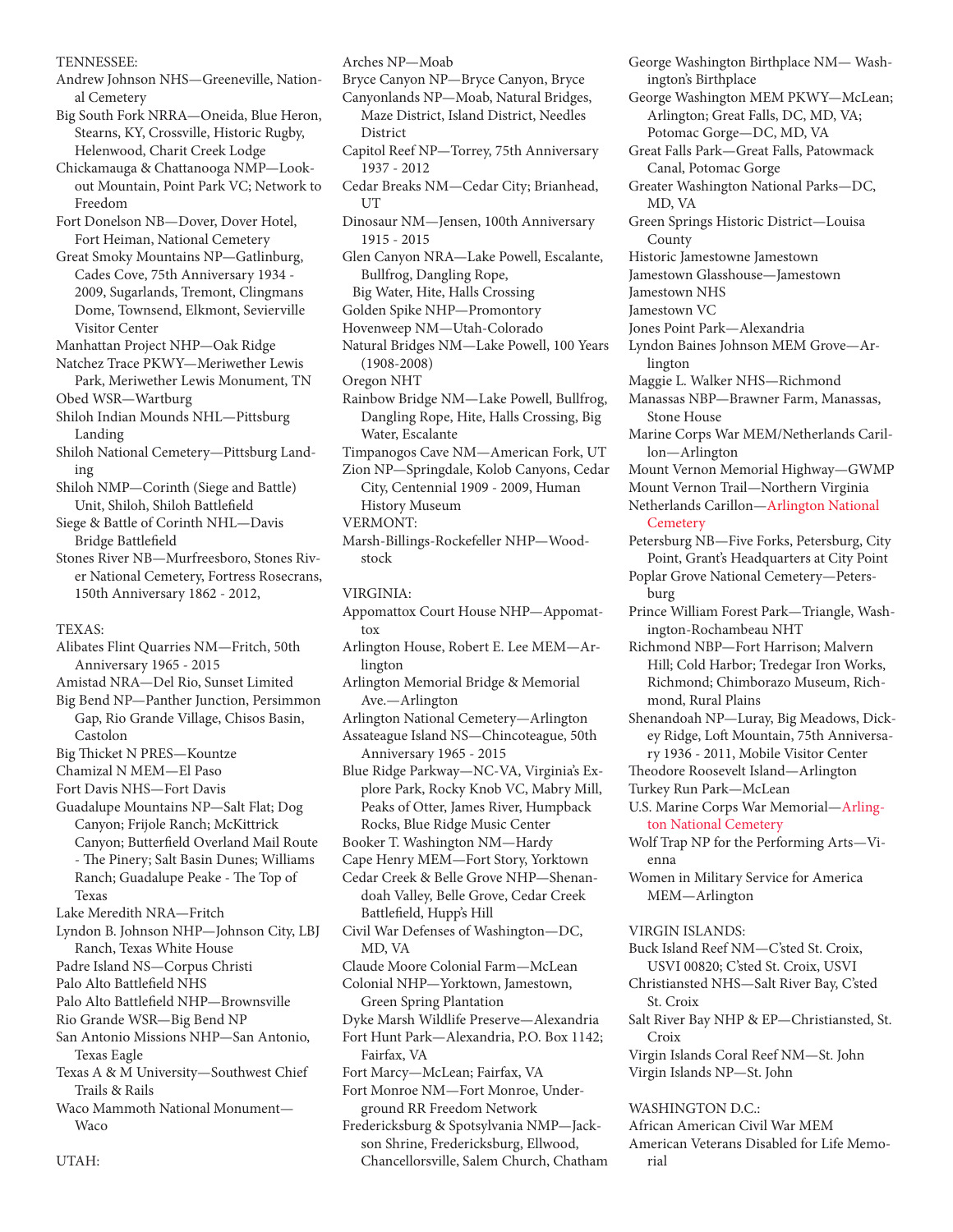TENNESSEE:

Andrew Johnson NHS—Greeneville, National Cemetery

Big South Fork NRRA—Oneida, Blue Heron, Stearns, KY, Crossville, Historic Rugby, Helenwood, Charit Creek Lodge

Chickamauga & Chattanooga NMP—Lookout Mountain, Point Park VC; Network to Freedom

Fort Donelson NB—Dover, Dover Hotel, Fort Heiman, National Cemetery

Great Smoky Mountains NP—Gatlinburg, Cades Cove, 75th Anniversary 1934 - 2009, Sugarlands, Tremont, Clingmans Dome, Townsend, Elkmont, Sevierville Visitor Center

Manhattan Project NHP—Oak Ridge

Natchez Trace PKWY—Meriwether Lewis Park, Meriwether Lewis Monument, TN

Obed WSR—Wartburg

Shiloh Indian Mounds NHL—Pittsburg Landing

Shiloh National Cemetery—Pittsburg Landing

Shiloh NMP—Corinth (Siege and Battle) Unit, Shiloh, Shiloh Battlefield

Siege & Battle of Corinth NHL—Davis Bridge Battlefield

Stones River NB—Murfreesboro, Stones River National Cemetery, Fortress Rosecrans, 150th Anniversary 1862 - 2012,

TEXAS:

Alibates Flint Quarries NM—Fritch, 50th Anniversary 1965 - 2015

Amistad NRA—Del Rio, Sunset Limited

Big Bend NP—Panther Junction, Persimmon Gap, Rio Grande Village, Chisos Basin, Castolon

Big Thicket N PRES—Kountze

Chamizal N MEM—El Paso

Fort Davis NHS—Fort Davis

Guadalupe Mountains NP—Salt Flat; Dog Canyon; Frijole Ranch; McKittrick Canyon; Butterfield Overland Mail Route - The Pinery; Salt Basin Dunes; Williams Ranch; Guadalupe Peake - The Top of Texas

Lake Meredith NRA—Fritch

Lyndon B. Johnson NHP—Johnson City, LBJ Ranch, Texas White House

Padre Island NS—Corpus Christi

Palo Alto Battlefield NHS

Palo Alto Battlefield NHP—Brownsville

Rio Grande WSR—Big Bend NP

San Antonio Missions NHP—San Antonio, Texas Eagle

Texas A & M University—Southwest Chief Trails & Rails

Waco Mammoth National Monument—Waco

UTAH:

Arches NP—Moab

Bryce Canyon NP—Bryce Canyon, Bryce

Canyonlands NP—Moab, Natural Bridges, Maze District, Island District, Needles District

Capitol Reef NP—Torrey, 75th Anniversary 1937 - 2012

Cedar Breaks NM—Cedar City; Brianhead, UT

Dinosaur NM—Jensen, 100th Anniversary 1915 - 2015

Glen Canyon NRA—Lake Powell, Escalante, Bullfrog, Dangling Rope, Big Water, Hite, Halls Crossing

Golden Spike NHP—Promontory

Hovenweep NM—Utah-Colorado

Natural Bridges NM—Lake Powell, 100 Years (1908-2008)

Oregon NHT

Rainbow Bridge NM—Lake Powell, Bullfrog, Dangling Rope, Hite, Halls Crossing, Big Water, Escalante

Timpanogos Cave NM—American Fork, UT

Zion NP—Springdale, Kolob Canyons, Cedar City, Centennial 1909 - 2009, Human History Museum

VERMONT:

Marsh-Billings-Rockefeller NHP—Woodstock

VIRGINIA:

Appomattox Court House NHP—Appomattox

Arlington House, Robert E. Lee MEM—Arlington

Arlington Memorial Bridge & Memorial Ave.—Arlington

Arlington National Cemetery—Arlington

Assateague Island NS—Chincoteague, 50th Anniversary 1965 - 2015

Blue Ridge Parkway—NC-VA, Virginia's Explore Park, Rocky Knob VC, Mabry Mill, Peaks of Otter, James River, Humpback Rocks, Blue Ridge Music Center

Booker T. Washington NM—Hardy

Cape Henry MEM—Fort Story, Yorktown

Cedar Creek & Belle Grove NHP—Shenandoah Valley, Belle Grove, Cedar Creek Battlefield, Hupp's Hill

Civil War Defenses of Washington—DC, MD, VA

Claude Moore Colonial Farm—McLean

Colonial NHP—Yorktown, Jamestown, Green Spring Plantation

Dyke Marsh Wildlife Preserve—Alexandria

Fort Hunt Park—Alexandria, P.O. Box 1142; Fairfax, VA

Fort Marcy—McLean; Fairfax, VA

Fort Monroe NM—Fort Monroe, Underground RR Freedom Network

Fredericksburg & Spotsylvania NMP—Jackson Shrine, Fredericksburg, Ellwood, Chancellorsville, Salem Church, Chatham

George Washington Birthplace NM— Washington's Birthplace

George Washington MEM PKWY—McLean; Arlington; Great Falls, DC, MD, VA; Potomac Gorge—DC, MD, VA

Great Falls Park—Great Falls, Patowmack Canal, Potomac Gorge

Greater Washington National Parks—DC, MD, VA

Green Springs Historic District—Louisa County

Historic Jamestowne Jamestown

Jamestown Glasshouse—Jamestown

Jamestown NHS

Jamestown VC

Jones Point Park—Alexandria

Lyndon Baines Johnson MEM Grove—Arlington

Maggie L. Walker NHS—Richmond

Manassas NBP—Brawner Farm, Manassas, Stone House

Marine Corps War MEM/Netherlands Carillon—Arlington

Mount Vernon Memorial Highway—GWMP

Mount Vernon Trail—Northern Virginia

Netherlands Carillon—Arlington National Cemetery

Petersburg NB—Five Forks, Petersburg, City Point, Grant's Headquarters at City Point

Poplar Grove National Cemetery—Petersburg

Prince William Forest Park—Triangle, Washington-Rochambeau NHT

Richmond NBP—Fort Harrison; Malvern Hill; Cold Harbor; Tredegar Iron Works, Richmond; Chimborazo Museum, Richmond, Rural Plains

Shenandoah NP—Luray, Big Meadows, Dickey Ridge, Loft Mountain, 75th Anniversary 1936 - 2011, Mobile Visitor Center

Theodore Roosevelt Island—Arlington

Turkey Run Park—McLean

U.S. Marine Corps War Memorial—Arlington National Cemetery

Wolf Trap NP for the Performing Arts—Vienna

Women in Military Service for America MEM—Arlington

VIRGIN ISLANDS:

Buck Island Reef NM—C'sted St. Croix, USVI 00820; C'sted St. Croix, USVI

Christiansted NHS—Salt River Bay, C'sted St. Croix

Salt River Bay NHP & EP—Christiansted, St. Croix

Virgin Islands Coral Reef NM—St. John

Virgin Islands NP—St. John

WASHINGTON D.C.:

African American Civil War MEM

American Veterans Disabled for Life Memorial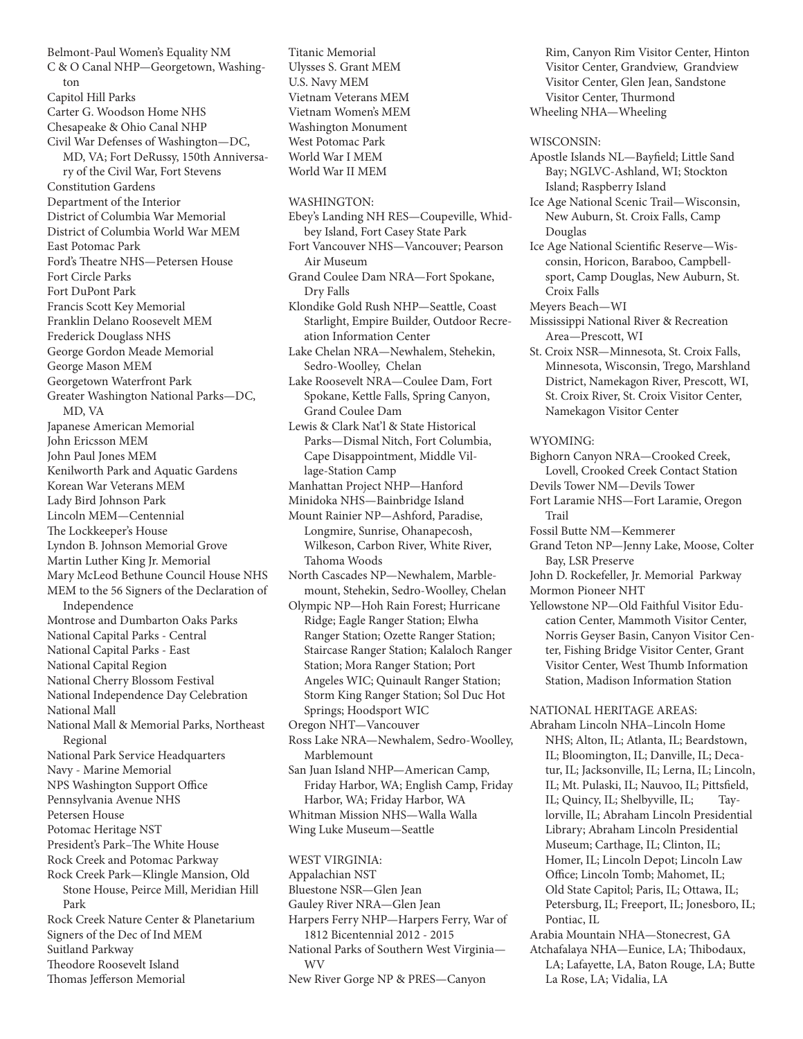Belmont-Paul Women's Equality NM
C & O Canal NHP—Georgetown, Washington
Capitol Hill Parks
Carter G. Woodson Home NHS
Chesapeake & Ohio Canal NHP
Civil War Defenses of Washington—DC, MD, VA; Fort DeRussy, 150th Anniversary of the Civil War, Fort Stevens
Constitution Gardens
Department of the Interior
District of Columbia War Memorial
District of Columbia World War MEM
East Potomac Park
Ford's Theatre NHS—Petersen House
Fort Circle Parks
Fort DuPont Park
Francis Scott Key Memorial
Franklin Delano Roosevelt MEM
Frederick Douglass NHS
George Gordon Meade Memorial
George Mason MEM
Georgetown Waterfront Park
Greater Washington National Parks—DC, MD, VA
Japanese American Memorial
John Ericsson MEM
John Paul Jones MEM
Kenilworth Park and Aquatic Gardens
Korean War Veterans MEM
Lady Bird Johnson Park
Lincoln MEM—Centennial
The Lockkeeper's House
Lyndon B. Johnson Memorial Grove
Martin Luther King Jr. Memorial
Mary McLeod Bethune Council House NHS
MEM to the 56 Signers of the Declaration of Independence
Montrose and Dumbarton Oaks Parks
National Capital Parks - Central
National Capital Parks - East
National Capital Region
National Cherry Blossom Festival
National Independence Day Celebration
National Mall
National Mall & Memorial Parks, Northeast Regional
National Park Service Headquarters
Navy - Marine Memorial
NPS Washington Support Office
Pennsylvania Avenue NHS
Petersen House
Potomac Heritage NST
President's Park–The White House
Rock Creek and Potomac Parkway
Rock Creek Park—Klingle Mansion, Old Stone House, Peirce Mill, Meridian Hill Park
Rock Creek Nature Center & Planetarium
Signers of the Dec of Ind MEM
Suitland Parkway
Theodore Roosevelt Island
Thomas Jefferson Memorial
Titanic Memorial
Ulysses S. Grant MEM
U.S. Navy MEM
Vietnam Veterans MEM
Vietnam Women's MEM
Washington Monument
West Potomac Park
World War I MEM
World War II MEM

WASHINGTON:
Ebey's Landing NH RES—Coupeville, Whidbey Island, Fort Casey State Park
Fort Vancouver NHS—Vancouver; Pearson Air Museum
Grand Coulee Dam NRA—Fort Spokane, Dry Falls
Klondike Gold Rush NHP—Seattle, Coast Starlight, Empire Builder, Outdoor Recreation Information Center
Lake Chelan NRA—Newhalem, Stehekin, Sedro-Woolley, Chelan
Lake Roosevelt NRA—Coulee Dam, Fort Spokane, Kettle Falls, Spring Canyon, Grand Coulee Dam
Lewis & Clark Nat'l & State Historical Parks—Dismal Nitch, Fort Columbia, Cape Disappointment, Middle Village-Station Camp
Manhattan Project NHP—Hanford
Minidoka NHS—Bainbridge Island
Mount Rainier NP—Ashford, Paradise, Longmire, Sunrise, Ohanapecosh, Wilkeson, Carbon River, White River, Tahoma Woods
North Cascades NP—Newhalem, Marblemount, Stehekin, Sedro-Woolley, Chelan
Olympic NP—Hoh Rain Forest; Hurricane Ridge; Eagle Ranger Station; Elwha Ranger Station; Ozette Ranger Station; Staircase Ranger Station; Kalaloch Ranger Station; Mora Ranger Station; Port Angeles WIC; Quinault Ranger Station; Storm King Ranger Station; Sol Duc Hot Springs; Hoodsport WIC
Oregon NHT—Vancouver
Ross Lake NRA—Newhalem, Sedro-Woolley, Marblemount
San Juan Island NHP—American Camp, Friday Harbor, WA; English Camp, Friday Harbor, WA; Friday Harbor, WA
Whitman Mission NHS—Walla Walla
Wing Luke Museum—Seattle

WEST VIRGINIA:
Appalachian NST
Bluestone NSR—Glen Jean
Gauley River NRA—Glen Jean
Harpers Ferry NHP—Harpers Ferry, War of 1812 Bicentennial 2012 - 2015
National Parks of Southern West Virginia—WV
New River Gorge NP & PRES—Canyon Rim, Canyon Rim Visitor Center, Hinton Visitor Center, Grandview, Grandview Visitor Center, Glen Jean, Sandstone Visitor Center, Thurmond
Wheeling NHA—Wheeling

WISCONSIN:
Apostle Islands NL—Bayfield; Little Sand Bay; NGLVC-Ashland, WI; Stockton Island; Raspberry Island
Ice Age National Scenic Trail—Wisconsin, New Auburn, St. Croix Falls, Camp Douglas
Ice Age National Scientific Reserve—Wisconsin, Horicon, Baraboo, Campbellsport, Camp Douglas, New Auburn, St. Croix Falls
Meyers Beach—WI
Mississippi National River & Recreation Area—Prescott, WI
St. Croix NSR—Minnesota, St. Croix Falls, Minnesota, Wisconsin, Trego, Marshland District, Namekagon River, Prescott, WI, St. Croix River, St. Croix Visitor Center, Namekagon Visitor Center

WYOMING:
Bighorn Canyon NRA—Crooked Creek, Lovell, Crooked Creek Contact Station
Devils Tower NM—Devils Tower
Fort Laramie NHS—Fort Laramie, Oregon Trail
Fossil Butte NM—Kemmerer
Grand Teton NP—Jenny Lake, Moose, Colter Bay, LSR Preserve
John D. Rockefeller, Jr. Memorial Parkway
Mormon Pioneer NHT
Yellowstone NP—Old Faithful Visitor Education Center, Mammoth Visitor Center, Norris Geyser Basin, Canyon Visitor Center, Fishing Bridge Visitor Center, Grant Visitor Center, West Thumb Information Station, Madison Information Station

NATIONAL HERITAGE AREAS:
Abraham Lincoln NHA–Lincoln Home NHS; Alton, IL; Atlanta, IL; Beardstown, IL; Bloomington, IL; Danville, IL; Decatur, IL; Jacksonville, IL; Lerna, IL; Lincoln, IL; Mt. Pulaski, IL; Nauvoo, IL; Pittsfield, IL; Quincy, IL; Shelbyville, IL; Taylorville, IL; Abraham Lincoln Presidential Library; Abraham Lincoln Presidential Museum; Carthage, IL; Clinton, IL; Homer, IL; Lincoln Depot; Lincoln Law Office; Lincoln Tomb; Mahomet, IL; Old State Capitol; Paris, IL; Ottawa, IL; Petersburg, IL; Freeport, IL; Jonesboro, IL; Pontiac, IL
Arabia Mountain NHA—Stonecrest, GA
Atchafalaya NHA—Eunice, LA; Thibodaux, LA; Lafayette, LA, Baton Rouge, LA; Butte La Rose, LA; Vidalia, LA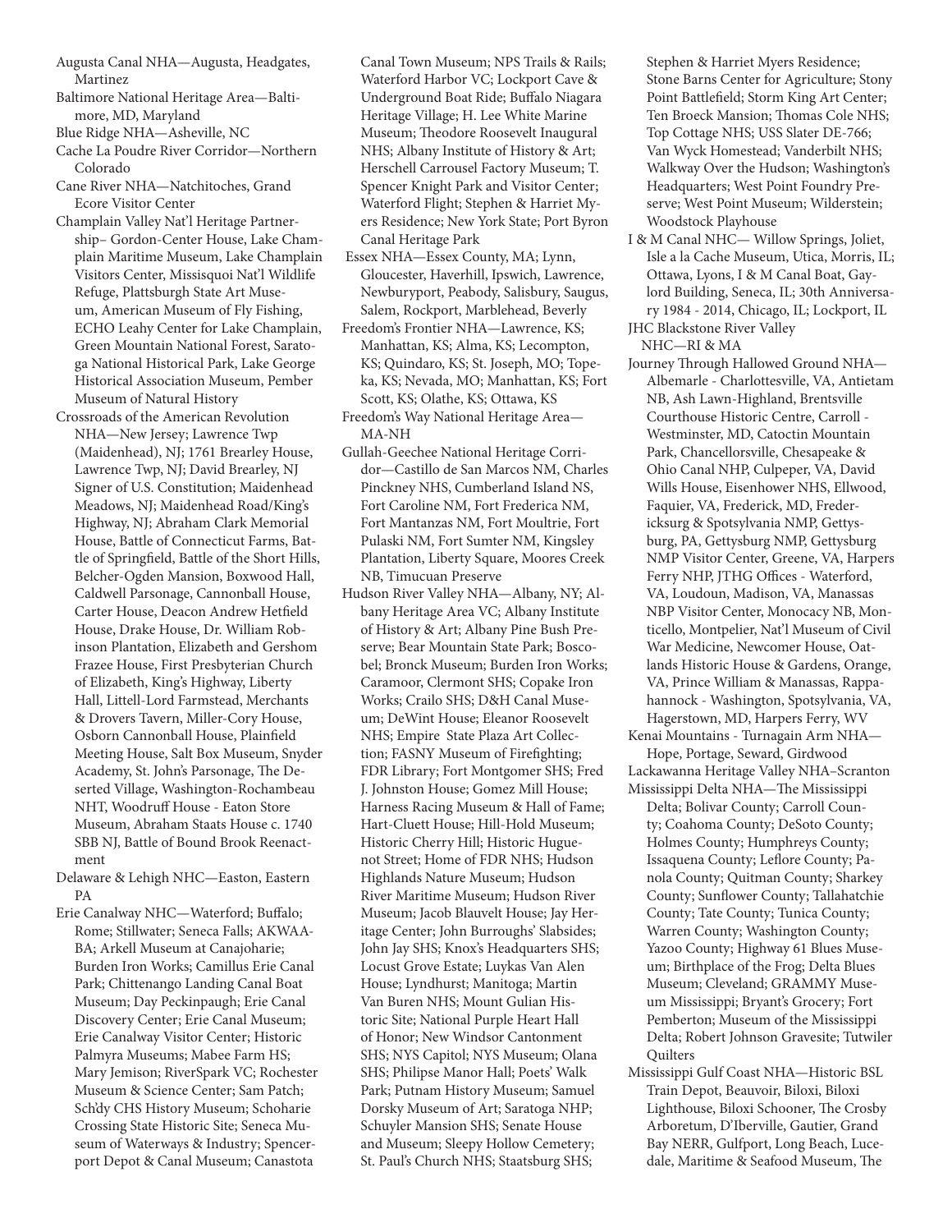Augusta Canal NHA—Augusta, Headgates, Martinez

Baltimore National Heritage Area—Baltimore, MD, Maryland

Blue Ridge NHA—Asheville, NC

Cache La Poudre River Corridor—Northern Colorado

Cane River NHA—Natchitoches, Grand Ecore Visitor Center

Champlain Valley Nat'l Heritage Partnership– Gordon-Center House, Lake Champlain Maritime Museum, Lake Champlain Visitors Center, Missisquoi Nat'l Wildlife Refuge, Plattsburgh State Art Museum, American Museum of Fly Fishing, ECHO Leahy Center for Lake Champlain, Green Mountain National Forest, Saratoga National Historical Park, Lake George Historical Association Museum, Pember Museum of Natural History

Crossroads of the American Revolution NHA—New Jersey; Lawrence Twp (Maidenhead), NJ; 1761 Brearley House, Lawrence Twp, NJ; David Brearley, NJ Signer of U.S. Constitution; Maidenhead Meadows, NJ; Maidenhead Road/King's Highway, NJ; Abraham Clark Memorial House, Battle of Connecticut Farms, Battle of Springfield, Battle of the Short Hills, Belcher-Ogden Mansion, Boxwood Hall, Caldwell Parsonage, Cannonball House, Carter House, Deacon Andrew Hetfield House, Drake House, Dr. William Robinson Plantation, Elizabeth and Gershom Frazee House, First Presbyterian Church of Elizabeth, King's Highway, Liberty Hall, Littell-Lord Farmstead, Merchants & Drovers Tavern, Miller-Cory House, Osborn Cannonball House, Plainfield Meeting House, Salt Box Museum, Snyder Academy, St. John's Parsonage, The Deserted Village, Washington-Rochambeau NHT, Woodruff House - Eaton Store Museum, Abraham Staats House c. 1740 SBB NJ, Battle of Bound Brook Reenactment

Delaware & Lehigh NHC—Easton, Eastern PA

Erie Canalway NHC—Waterford; Buffalo; Rome; Stillwater; Seneca Falls; AKWAABA; Arkell Museum at Canajoharie; Burden Iron Works; Camillus Erie Canal Park; Chittenango Landing Canal Boat Museum; Day Peckinpaugh; Erie Canal Discovery Center; Erie Canal Museum; Erie Canalway Visitor Center; Historic Palmyra Museums; Mabee Farm HS; Mary Jemison; RiverSpark VC; Rochester Museum & Science Center; Sam Patch; Sch'dy CHS History Museum; Schoharie Crossing State Historic Site; Seneca Museum of Waterways & Industry; Spencerport Depot & Canal Museum; Canastota Canal Town Museum; NPS Trails & Rails; Waterford Harbor VC; Lockport Cave & Underground Boat Ride; Buffalo Niagara Heritage Village; H. Lee White Marine Museum; Theodore Roosevelt Inaugural NHS; Albany Institute of History & Art; Herschell Carrousel Factory Museum; T. Spencer Knight Park and Visitor Center; Waterford Flight; Stephen & Harriet Myers Residence; New York State; Port Byron Canal Heritage Park

Essex NHA—Essex County, MA; Lynn, Gloucester, Haverhill, Ipswich, Lawrence, Newburyport, Peabody, Salisbury, Saugus, Salem, Rockport, Marblehead, Beverly

Freedom's Frontier NHA—Lawrence, KS; Manhattan, KS; Alma, KS; Lecompton, KS; Quindaro, KS; St. Joseph, MO; Topeka, KS; Nevada, MO; Manhattan, KS; Fort Scott, KS; Olathe, KS; Ottawa, KS

Freedom's Way National Heritage Area—MA-NH

Gullah-Geechee National Heritage Corridor—Castillo de San Marcos NM, Charles Pinckney NHS, Cumberland Island NS, Fort Caroline NM, Fort Frederica NM, Fort Mantanzas NM, Fort Moultrie, Fort Pulaski NM, Fort Sumter NM, Kingsley Plantation, Liberty Square, Moores Creek NB, Timucuan Preserve

Hudson River Valley NHA—Albany, NY; Albany Heritage Area VC; Albany Institute of History & Art; Albany Pine Bush Preserve; Bear Mountain State Park; Boscobel; Bronck Museum; Burden Iron Works; Caramoor, Clermont SHS; Copake Iron Works; Crailo SHS; D&H Canal Museum; DeWint House; Eleanor Roosevelt NHS; Empire State Plaza Art Collection; FASNY Museum of Firefighting; FDR Library; Fort Montgomer SHS; Fred J. Johnston House; Gomez Mill House; Harness Racing Museum & Hall of Fame; Hart-Cluett House; Hill-Hold Museum; Historic Cherry Hill; Historic Huguenot Street; Home of FDR NHS; Hudson Highlands Nature Museum; Hudson River Maritime Museum; Hudson River Museum; Jacob Blauvelt House; Jay Heritage Center; John Burroughs' Slabsides; John Jay SHS; Knox's Headquarters SHS; Locust Grove Estate; Luykas Van Alen House; Lyndhurst; Manitoga; Martin Van Buren NHS; Mount Gulian Historic Site; National Purple Heart Hall of Honor; New Windsor Cantonment SHS; NYS Capitol; NYS Museum; Olana SHS; Philipse Manor Hall; Poets' Walk Park; Putnam History Museum; Samuel Dorsky Museum of Art; Saratoga NHP; Schuyler Mansion SHS; Senate House and Museum; Sleepy Hollow Cemetery; St. Paul's Church NHS; Staatsburg SHS; Stephen & Harriet Myers Residence; Stone Barns Center for Agriculture; Stony Point Battlefield; Storm King Art Center; Ten Broeck Mansion; Thomas Cole NHS; Top Cottage NHS; USS Slater DE-766; Van Wyck Homestead; Vanderbilt NHS; Walkway Over the Hudson; Washington's Headquarters; West Point Foundry Preserve; West Point Museum; Wilderstein; Woodstock Playhouse

I & M Canal NHC— Willow Springs, Joliet, Isle a la Cache Museum, Utica, Morris, IL; Ottawa, Lyons, I & M Canal Boat, Gaylord Building, Seneca, IL; 30th Anniversary 1984 - 2014, Chicago, IL; Lockport, IL

JHC Blackstone River Valley NHC—RI & MA

Journey Through Hallowed Ground NHA—Albemarle - Charlottesville, VA, Antietam NB, Ash Lawn-Highland, Brentsville Courthouse Historic Centre, Carroll - Westminster, MD, Catoctin Mountain Park, Chancellorsville, Chesapeake & Ohio Canal NHP, Culpeper, VA, David Wills House, Eisenhower NHS, Ellwood, Faquier, VA, Frederick, MD, Fredericksurg & Spotsylvania NMP, Gettysburg, PA, Gettysburg NMP, Gettysburg NMP Visitor Center, Greene, VA, Harpers Ferry NHP, JTHG Offices - Waterford, VA, Loudoun, Madison, VA, Manassas NBP Visitor Center, Monocacy NB, Monticello, Montpelier, Nat'l Museum of Civil War Medicine, Newcomer House, Oatlands Historic House & Gardens, Orange, VA, Prince William & Manassas, Rappahannock - Washington, Spotsylvania, VA, Hagerstown, MD, Harpers Ferry, WV

Kenai Mountains - Turnagain Arm NHA—Hope, Portage, Seward, Girdwood

Lackawanna Heritage Valley NHA–Scranton

Mississippi Delta NHA—The Mississippi Delta; Bolivar County; Carroll County; Coahoma County; DeSoto County; Holmes County; Humphreys County; Issaquena County; Leflore County; Panola County; Quitman County; Sharkey County; Sunflower County; Tallahatchie County; Tate County; Tunica County; Warren County; Washington County; Yazoo County; Highway 61 Blues Museum; Birthplace of the Frog; Delta Blues Museum; Cleveland; GRAMMY Museum Mississippi; Bryant's Grocery; Fort Pemberton; Museum of the Mississippi Delta; Robert Johnson Gravesite; Tutwiler Quilters

Mississippi Gulf Coast NHA—Historic BSL Train Depot, Beauvoir, Biloxi, Biloxi Lighthouse, Biloxi Schooner, The Crosby Arboretum, D'Iberville, Gautier, Grand Bay NERR, Gulfport, Long Beach, Lucedale, Maritime & Seafood Museum, The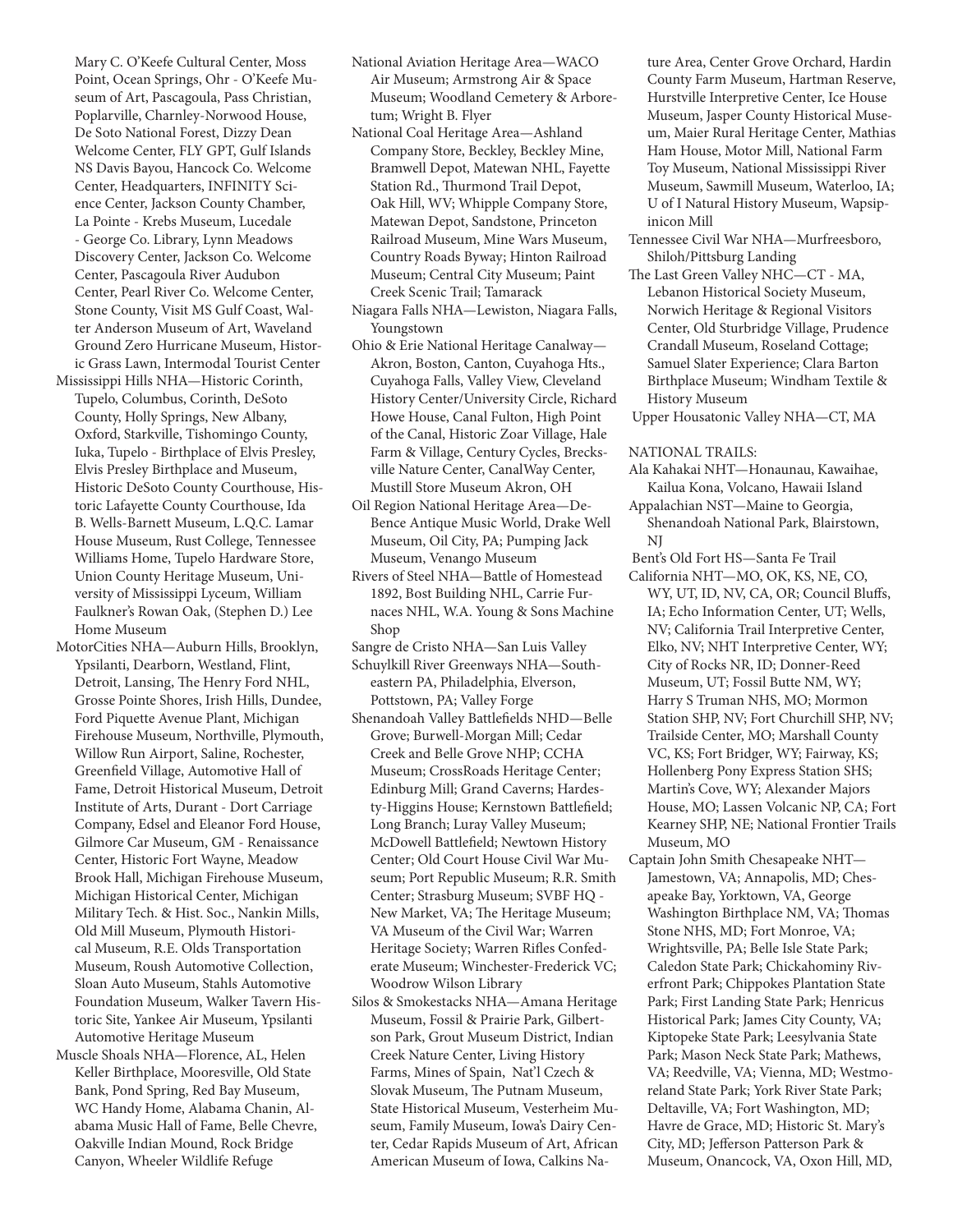Mary C. O'Keefe Cultural Center, Moss Point, Ocean Springs, Ohr - O'Keefe Museum of Art, Pascagoula, Pass Christian, Poplarville, Charnley-Norwood House, De Soto National Forest, Dizzy Dean Welcome Center, FLY GPT, Gulf Islands NS Davis Bayou, Hancock Co. Welcome Center, Headquarters, INFINITY Science Center, Jackson County Chamber, La Pointe - Krebs Museum, Lucedale - George Co. Library, Lynn Meadows Discovery Center, Jackson Co. Welcome Center, Pascagoula River Audubon Center, Pearl River Co. Welcome Center, Stone County, Visit MS Gulf Coast, Walter Anderson Museum of Art, Waveland Ground Zero Hurricane Museum, Historic Grass Lawn, Intermodal Tourist Center

Mississippi Hills NHA—Historic Corinth, Tupelo, Columbus, Corinth, DeSoto County, Holly Springs, New Albany, Oxford, Starkville, Tishomingo County, Iuka, Tupelo - Birthplace of Elvis Presley, Elvis Presley Birthplace and Museum, Historic DeSoto County Courthouse, Historic Lafayette County Courthouse, Ida B. Wells-Barnett Museum, L.Q.C. Lamar House Museum, Rust College, Tennessee Williams Home, Tupelo Hardware Store, Union County Heritage Museum, University of Mississippi Lyceum, William Faulkner's Rowan Oak, (Stephen D.) Lee Home Museum

MotorCities NHA—Auburn Hills, Brooklyn, Ypsilanti, Dearborn, Westland, Flint, Detroit, Lansing, The Henry Ford NHL, Grosse Pointe Shores, Irish Hills, Dundee, Ford Piquette Avenue Plant, Michigan Firehouse Museum, Northville, Plymouth, Willow Run Airport, Saline, Rochester, Greenfield Village, Automotive Hall of Fame, Detroit Historical Museum, Detroit Institute of Arts, Durant - Dort Carriage Company, Edsel and Eleanor Ford House, Gilmore Car Museum, GM - Renaissance Center, Historic Fort Wayne, Meadow Brook Hall, Michigan Firehouse Museum, Michigan Historical Center, Michigan Military Tech. & Hist. Soc., Nankin Mills, Old Mill Museum, Plymouth Historical Museum, R.E. Olds Transportation Museum, Roush Automotive Collection, Sloan Auto Museum, Stahls Automotive Foundation Museum, Walker Tavern Historic Site, Yankee Air Museum, Ypsilanti Automotive Heritage Museum

Muscle Shoals NHA—Florence, AL, Helen Keller Birthplace, Mooresville, Old State Bank, Pond Spring, Red Bay Museum, WC Handy Home, Alabama Chanin, Alabama Music Hall of Fame, Belle Chevre, Oakville Indian Mound, Rock Bridge Canyon, Wheeler Wildlife Refuge

National Aviation Heritage Area—WACO Air Museum; Armstrong Air & Space Museum; Woodland Cemetery & Arboretum; Wright B. Flyer

National Coal Heritage Area—Ashland Company Store, Beckley, Beckley Mine, Bramwell Depot, Matewan NHL, Fayette Station Rd., Thurmond Trail Depot, Oak Hill, WV; Whipple Company Store, Matewan Depot, Sandstone, Princeton Railroad Museum, Mine Wars Museum, Country Roads Byway; Hinton Railroad Museum; Central City Museum; Paint Creek Scenic Trail; Tamarack

Niagara Falls NHA—Lewiston, Niagara Falls, Youngstown

Ohio & Erie National Heritage Canalway—Akron, Boston, Canton, Cuyahoga Hts., Cuyahoga Falls, Valley View, Cleveland History Center/University Circle, Richard Howe House, Canal Fulton, High Point of the Canal, Historic Zoar Village, Hale Farm & Village, Century Cycles, Brecksville Nature Center, CanalWay Center, Mustill Store Museum Akron, OH

Oil Region National Heritage Area—DeBence Antique Music World, Drake Well Museum, Oil City, PA; Pumping Jack Museum, Venango Museum

Rivers of Steel NHA—Battle of Homestead 1892, Bost Building NHL, Carrie Furnaces NHL, W.A. Young & Sons Machine Shop

Sangre de Cristo NHA—San Luis Valley

Schuylkill River Greenways NHA—Southeastern PA, Philadelphia, Elverson, Pottstown, PA; Valley Forge

Shenandoah Valley Battlefields NHD—Belle Grove; Burwell-Morgan Mill; Cedar Creek and Belle Grove NHP; CCHA Museum; CrossRoads Heritage Center; Edinburg Mill; Grand Caverns; Hardesty-Higgins House; Kernstown Battlefield; Long Branch; Luray Valley Museum; McDowell Battlefield; Newtown History Center; Old Court House Civil War Museum; Port Republic Museum; R.R. Smith Center; Strasburg Museum; SVBF HQ - New Market, VA; The Heritage Museum; VA Museum of the Civil War; Warren Heritage Society; Warren Rifles Confederate Museum; Winchester-Frederick VC; Woodrow Wilson Library

Silos & Smokestacks NHA—Amana Heritage Museum, Fossil & Prairie Park, Gilbertson Park, Grout Museum District, Indian Creek Nature Center, Living History Farms, Mines of Spain, Nat'l Czech & Slovak Museum, The Putnam Museum, State Historical Museum, Vesterheim Museum, Family Museum, Iowa's Dairy Center, Cedar Rapids Museum of Art, African American Museum of Iowa, Calkins Nature Area, Center Grove Orchard, Hardin County Farm Museum, Hartman Reserve, Hurstville Interpretive Center, Ice House Museum, Jasper County Historical Museum, Maier Rural Heritage Center, Mathias Ham House, Motor Mill, National Farm Toy Museum, National Mississippi River Museum, Sawmill Museum, Waterloo, IA; U of I Natural History Museum, Wapsipinicon Mill

Tennessee Civil War NHA—Murfreesboro, Shiloh/Pittsburg Landing

The Last Green Valley NHC—CT - MA, Lebanon Historical Society Museum, Norwich Heritage & Regional Visitors Center, Old Sturbridge Village, Prudence Crandall Museum, Roseland Cottage; Samuel Slater Experience; Clara Barton Birthplace Museum; Windham Textile & History Museum

Upper Housatonic Valley NHA—CT, MA

NATIONAL TRAILS:

Ala Kahakai NHT—Honaunau, Kawaihae, Kailua Kona, Volcano, Hawaii Island

Appalachian NST—Maine to Georgia, Shenandoah National Park, Blairstown, NJ

Bent's Old Fort HS—Santa Fe Trail

California NHT—MO, OK, KS, NE, CO, WY, UT, ID, NV, CA, OR; Council Bluffs, IA; Echo Information Center, UT; Wells, NV; California Trail Interpretive Center, Elko, NV; NHT Interpretive Center, WY; City of Rocks NR, ID; Donner-Reed Museum, UT; Fossil Butte NM, WY; Harry S Truman NHS, MO; Mormon Station SHP, NV; Fort Churchill SHP, NV; Trailside Center, MO; Marshall County VC, KS; Fort Bridger, WY; Fairway, KS; Hollenberg Pony Express Station SHS; Martin's Cove, WY; Alexander Majors House, MO; Lassen Volcanic NP, CA; Fort Kearney SHP, NE; National Frontier Trails Museum, MO

Captain John Smith Chesapeake NHT—Jamestown, VA; Annapolis, MD; Chesapeake Bay, Yorktown, VA, George Washington Birthplace NM, VA; Thomas Stone NHS, MD; Fort Monroe, VA; Wrightsville, PA; Belle Isle State Park; Caledon State Park; Chickahominy Riverfront Park; Chippokes Plantation State Park; First Landing State Park; Henricus Historical Park; James City County, VA; Kiptopeke State Park; Leesylvania State Park; Mason Neck State Park; Mathews, VA; Reedville, VA; Vienna, MD; Westmoreland State Park; York River State Park; Deltaville, VA; Fort Washington, MD; Havre de Grace, MD; Historic St. Mary's City, MD; Jefferson Patterson Park & Museum, Onancock, VA, Oxon Hill, MD,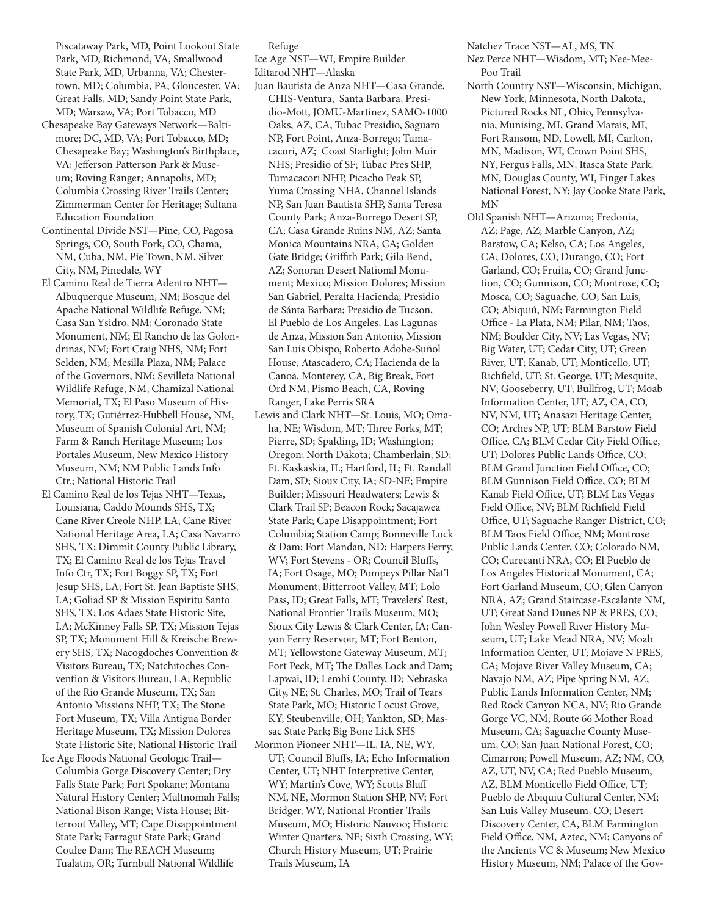Piscataway Park, MD, Point Lookout State Park, MD, Richmond, VA, Smallwood State Park, MD, Urbanna, VA; Chestertown, MD; Columbia, PA; Gloucester, VA; Great Falls, MD; Sandy Point State Park, MD; Warsaw, VA; Port Tobacco, MD

Chesapeake Bay Gateways Network—Baltimore; DC, MD, VA; Port Tobacco, MD; Chesapeake Bay; Washington's Birthplace, VA; Jefferson Patterson Park & Museum; Roving Ranger; Annapolis, MD; Columbia Crossing River Trails Center; Zimmerman Center for Heritage; Sultana Education Foundation

Continental Divide NST—Pine, CO, Pagosa Springs, CO, South Fork, CO, Chama, NM, Cuba, NM, Pie Town, NM, Silver City, NM, Pinedale, WY

El Camino Real de Tierra Adentro NHT—Albuquerque Museum, NM; Bosque del Apache National Wildlife Refuge, NM; Casa San Ysidro, NM; Coronado State Monument, NM; El Rancho de las Golondrinas, NM; Fort Craig NHS, NM; Fort Selden, NM; Mesilla Plaza, NM; Palace of the Governors, NM; Sevilleta National Wildlife Refuge, NM, Chamizal National Memorial, TX; El Paso Museum of History, TX; Gutiérrez-Hubbell House, NM, Museum of Spanish Colonial Art, NM; Farm & Ranch Heritage Museum; Los Portales Museum, New Mexico History Museum, NM; NM Public Lands Info Ctr.; National Historic Trail

El Camino Real de los Tejas NHT—Texas, Louisiana, Caddo Mounds SHS, TX; Cane River Creole NHP, LA; Cane River National Heritage Area, LA; Casa Navarro SHS, TX; Dimmit County Public Library, TX; El Camino Real de los Tejas Travel Info Ctr, TX; Fort Boggy SP, TX; Fort Jesup SHS, LA; Fort St. Jean Baptiste SHS, LA; Goliad SP & Mission Espiritu Santo SHS, TX; Los Adaes State Historic Site, LA; McKinney Falls SP, TX; Mission Tejas SP, TX; Monument Hill & Kreische Brewery SHS, TX; Nacogdoches Convention & Visitors Bureau, TX; Natchitoches Convention & Visitors Bureau, LA; Republic of the Rio Grande Museum, TX; San Antonio Missions NHP, TX; The Stone Fort Museum, TX; Villa Antigua Border Heritage Museum, TX; Mission Dolores State Historic Site; National Historic Trail

Ice Age Floods National Geologic Trail—Columbia Gorge Discovery Center; Dry Falls State Park; Fort Spokane; Montana Natural History Center; Multnomah Falls; National Bison Range; Vista House; Bitterroot Valley, MT; Cape Disappointment State Park; Farragut State Park; Grand Coulee Dam; The REACH Museum; Tualatin, OR; Turnbull National Wildlife Refuge

Ice Age NST—WI, Empire Builder

Iditarod NHT—Alaska

Juan Bautista de Anza NHT—Casa Grande, CHIS-Ventura, Santa Barbara, Presidio-Mott, JOMU-Martinez, SAMO-1000 Oaks, AZ, CA, Tubac Presidio, Saguaro NP, Fort Point, Anza-Borrego; Tumacacori, AZ; Coast Starlight; John Muir NHS; Presidio of SF; Tubac Pres SHP, Tumacacori NHP, Picacho Peak SP, Yuma Crossing NHA, Channel Islands NP, San Juan Bautista SHP, Santa Teresa County Park; Anza-Borrego Desert SP, CA; Casa Grande Ruins NM, AZ; Santa Monica Mountains NRA, CA; Golden Gate Bridge; Griffith Park; Gila Bend, AZ; Sonoran Desert National Monument; Mexico; Mission Dolores; Mission San Gabriel, Peralta Hacienda; Presidio de Sánta Barbara; Presidio de Tucson, El Pueblo de Los Angeles, Las Lagunas de Anza, Mission San Antonio, Mission San Luis Obispo, Roberto Adobe-Suñol House, Atascadero, CA; Hacienda de la Canoa, Monterey, CA, Big Break, Fort Ord NM, Pismo Beach, CA, Roving Ranger, Lake Perris SRA

Lewis and Clark NHT—St. Louis, MO; Omaha, NE; Wisdom, MT; Three Forks, MT; Pierre, SD; Spalding, ID; Washington; Oregon; North Dakota; Chamberlain, SD; Ft. Kaskaskia, IL; Hartford, IL; Ft. Randall Dam, SD; Sioux City, IA; SD-NE; Empire Builder; Missouri Headwaters; Lewis & Clark Trail SP; Beacon Rock; Sacajawea State Park; Cape Disappointment; Fort Columbia; Station Camp; Bonneville Lock & Dam; Fort Mandan, ND; Harpers Ferry, WV; Fort Stevens - OR; Council Bluffs, IA; Fort Osage, MO; Pompeys Pillar Nat'l Monument; Bitterroot Valley, MT; Lolo Pass, ID; Great Falls, MT; Travelers' Rest, National Frontier Trails Museum, MO; Sioux City Lewis & Clark Center, IA; Canyon Ferry Reservoir, MT; Fort Benton, MT; Yellowstone Gateway Museum, MT; Fort Peck, MT; The Dalles Lock and Dam; Lapwai, ID; Lemhi County, ID; Nebraska City, NE; St. Charles, MO; Trail of Tears State Park, MO; Historic Locust Grove, KY; Steubenville, OH; Yankton, SD; Massac State Park; Big Bone Lick SHS

Mormon Pioneer NHT—IL, IA, NE, WY, UT; Council Bluffs, IA; Echo Information Center, UT; NHT Interpretive Center, WY; Martin's Cove, WY; Scotts Bluff NM, NE, Mormon Station SHP, NV; Fort Bridger, WY; National Frontier Trails Museum, MO; Historic Nauvoo; Historic Winter Quarters, NE; Sixth Crossing, WY; Church History Museum, UT; Prairie Trails Museum, IA

Natchez Trace NST—AL, MS, TN

Nez Perce NHT—Wisdom, MT; Nee-Mee-Poo Trail

North Country NST—Wisconsin, Michigan, New York, Minnesota, North Dakota, Pictured Rocks NL, Ohio, Pennsylvania, Munising, MI, Grand Marais, MI, Fort Ransom, ND, Lowell, MI, Carlton, MN, Madison, WI, Crown Point SHS, NY, Fergus Falls, MN, Itasca State Park, MN, Douglas County, WI, Finger Lakes National Forest, NY; Jay Cooke State Park, MN

Old Spanish NHT—Arizona; Fredonia, AZ; Page, AZ; Marble Canyon, AZ; Barstow, CA; Kelso, CA; Los Angeles, CA; Dolores, CO; Durango, CO; Fort Garland, CO; Fruita, CO; Grand Junction, CO; Gunnison, CO; Montrose, CO; Mosca, CO; Saguache, CO; San Luis, CO; Abiquiú, NM; Farmington Field Office - La Plata, NM; Pilar, NM; Taos, NM; Boulder City, NV; Las Vegas, NV; Big Water, UT; Cedar City, UT; Green River, UT; Kanab, UT; Monticello, UT; Richfield, UT; St. George, UT; Mesquite, NV; Gooseberry, UT; Bullfrog, UT; Moab Information Center, UT; AZ, CA, CO, NV, NM, UT; Anasazi Heritage Center, CO; Arches NP, UT; BLM Barstow Field Office, CA; BLM Cedar City Field Office, UT; Dolores Public Lands Office, CO; BLM Grand Junction Field Office, CO; BLM Gunnison Field Office, CO; BLM Kanab Field Office, UT; BLM Las Vegas Field Office, NV; BLM Richfield Field Office, UT; Saguache Ranger District, CO; BLM Taos Field Office, NM; Montrose Public Lands Center, CO; Colorado NM, CO; Curecanti NRA, CO; El Pueblo de Los Angeles Historical Monument, CA; Fort Garland Museum, CO; Glen Canyon NRA, AZ; Grand Staircase-Escalante NM, UT; Great Sand Dunes NP & PRES, CO; John Wesley Powell River History Museum, UT; Lake Mead NRA, NV; Moab Information Center, UT; Mojave N PRES, CA; Mojave River Valley Museum, CA; Navajo NM, AZ; Pipe Spring NM, AZ; Public Lands Information Center, NM; Red Rock Canyon NCA, NV; Rio Grande Gorge VC, NM; Route 66 Mother Road Museum, CA; Saguache County Museum, CO; San Juan National Forest, CO; Cimarron; Powell Museum, AZ; NM, CO, AZ, UT, NV, CA; Red Pueblo Museum, AZ, BLM Monticello Field Office, UT; Pueblo de Abiquiu Cultural Center, NM; San Luis Valley Museum, CO; Desert Discovery Center, CA, BLM Farmington Field Office, NM, Aztec, NM; Canyons of the Ancients VC & Museum; New Mexico History Museum, NM; Palace of the Gov-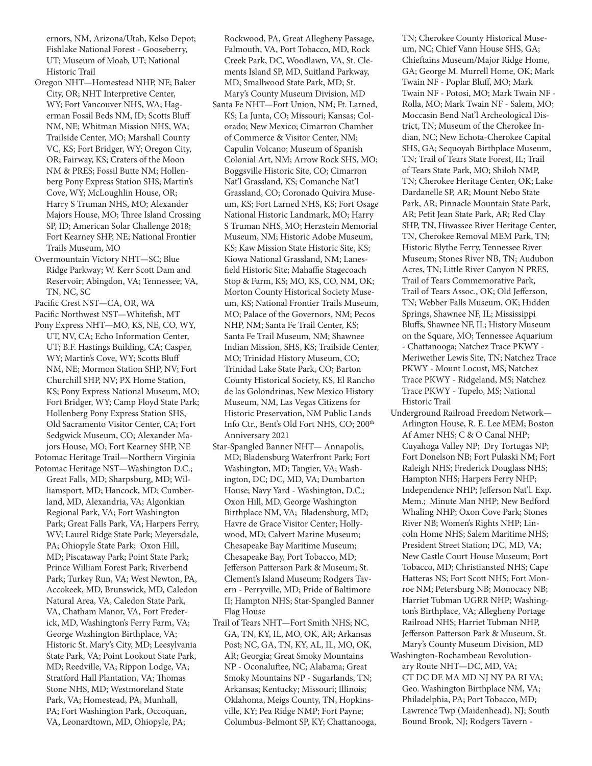ernors, NM, Arizona/Utah, Kelso Depot; Fishlake National Forest - Gooseberry, UT; Museum of Moab, UT; National Historic Trail

Oregon NHT—Homestead NHP, NE; Baker City, OR; NHT Interpretive Center, WY; Fort Vancouver NHS, WA; Hagerman Fossil Beds NM, ID; Scotts Bluff NM, NE; Whitman Mission NHS, WA; Trailside Center, MO; Marshall County VC, KS; Fort Bridger, WY; Oregon City, OR; Fairway, KS; Craters of the Moon NM & PRES; Fossil Butte NM; Hollenberg Pony Express Station SHS; Martin's Cove, WY; McLoughlin House, OR; Harry S Truman NHS, MO; Alexander Majors House, MO; Three Island Crossing SP, ID; American Solar Challenge 2018; Fort Kearney SHP, NE; National Frontier Trails Museum, MO

Overmountain Victory NHT—SC; Blue Ridge Parkway; W. Kerr Scott Dam and Reservoir; Abingdon, VA; Tennessee; VA, TN, NC, SC

Pacific Crest NST—CA, OR, WA

Pacific Northwest NST—Whitefish, MT

Pony Express NHT—MO, KS, NE, CO, WY, UT, NV, CA; Echo Information Center, UT; B.F. Hastings Building, CA; Casper, WY; Martin's Cove, WY; Scotts Bluff NM, NE; Mormon Station SHP, NV; Fort Churchill SHP, NV; PX Home Station, KS; Pony Express National Museum, MO; Fort Bridger, WY; Camp Floyd State Park; Hollenberg Pony Express Station SHS, Old Sacramento Visitor Center, CA; Fort Sedgwick Museum, CO; Alexander Majors House, MO; Fort Kearney SHP, NE

Potomac Heritage Trail—Northern Virginia

Potomac Heritage NST—Washington D.C.; Great Falls, MD; Sharpsburg, MD; Williamsport, MD; Hancock, MD; Cumberland, MD, Alexandria, VA; Algonkian Regional Park, VA; Fort Washington Park; Great Falls Park, VA; Harpers Ferry, WV; Laurel Ridge State Park; Meyersdale, PA; Ohiopyle State Park; Oxon Hill, MD; Piscataway Park; Point State Park; Prince William Forest Park; Riverbend Park; Turkey Run, VA; West Newton, PA, Accokeek, MD, Brunswick, MD, Caledon Natural Area, VA, Caledon State Park, VA, Chatham Manor, VA, Fort Frederick, MD, Washington's Ferry Farm, VA; George Washington Birthplace, VA; Historic St. Mary's City, MD; Leesylvania State Park, VA; Point Lookout State Park, MD; Reedville, VA; Rippon Lodge, VA; Stratford Hall Plantation, VA; Thomas Stone NHS, MD; Westmoreland State Park, VA; Homestead, PA, Munhall, PA; Fort Washington Park, Occoquan, VA, Leonardtown, MD, Ohiopyle, PA; Rockwood, PA, Great Allegheny Passage, Falmouth, VA, Port Tobacco, MD, Rock Creek Park, DC, Woodlawn, VA, St. Clements Island SP, MD, Suitland Parkway, MD; Smallwood State Park, MD; St. Mary's County Museum Division, MD

Santa Fe NHT—Fort Union, NM; Ft. Larned, KS; La Junta, CO; Missouri; Kansas; Colorado; New Mexico; Cimarron Chamber of Commerce & Visitor Center, NM; Capulin Volcano; Museum of Spanish Colonial Art, NM; Arrow Rock SHS, MO; Boggsville Historic Site, CO; Cimarron Nat'l Grassland, KS; Comanche Nat'l Grassland, CO; Coronado Quivira Museum, KS; Fort Larned NHS, KS; Fort Osage National Historic Landmark, MO; Harry S Truman NHS, MO; Herzstein Memorial Museum, NM; Historic Adobe Museum, KS; Kaw Mission State Historic Site, KS; Kiowa National Grassland, NM; Lanesfield Historic Site; Mahaffie Stagecoach Stop & Farm, KS; MO, KS, CO, NM, OK; Morton County Historical Society Museum, KS; National Frontier Trails Museum, MO; Palace of the Governors, NM; Pecos NHP, NM; Santa Fe Trail Center, KS; Santa Fe Trail Museum, NM; Shawnee Indian Mission, SHS, KS; Trailside Center, MO; Trinidad History Museum, CO; Trinidad Lake State Park, CO; Barton County Historical Society, KS, El Rancho de las Golondrinas, New Mexico History Museum, NM, Las Vegas Citizens for Historic Preservation, NM Public Lands Info Ctr., Bent's Old Fort NHS, CO; 200th Anniversary 2021

Star-Spangled Banner NHT— Annapolis, MD; Bladensburg Waterfront Park; Fort Washington, MD; Tangier, VA; Washington, DC; DC, MD, VA; Dumbarton House; Navy Yard - Washington, D.C.; Oxon Hill, MD, George Washington Birthplace NM, VA; Bladensburg, MD; Havre de Grace Visitor Center; Hollywood, MD; Calvert Marine Museum; Chesapeake Bay Maritime Museum; Chesapeake Bay, Port Tobacco, MD; Jefferson Patterson Park & Museum; St. Clement's Island Museum; Rodgers Tavern - Perryville, MD; Pride of Baltimore II; Hampton NHS; Star-Spangled Banner Flag House

Trail of Tears NHT—Fort Smith NHS; NC, GA, TN, KY, IL, MO, OK, AR; Arkansas Post; NC, GA, TN, KY, AL, IL, MO, OK, AR; Georgia; Great Smoky Mountains NP - Oconaluftee, NC; Alabama; Great Smoky Mountains NP - Sugarlands, TN; Arkansas; Kentucky; Missouri; Illinois; Oklahoma, Meigs County, TN, Hopkinsville, KY; Pea Ridge NMP; Fort Payne; Columbus-Belmont SP, KY; Chattanooga, TN; Cherokee County Historical Museum, NC; Chief Vann House SHS, GA; Chieftains Museum/Major Ridge Home, GA; George M. Murrell Home, OK; Mark Twain NF - Poplar Bluff, MO; Mark Twain NF - Potosi, MO; Mark Twain NF - Rolla, MO; Mark Twain NF - Salem, MO; Moccasin Bend Nat'l Archeological District, TN; Museum of the Cherokee Indian, NC; New Echota-Cherokee Capital SHS, GA; Sequoyah Birthplace Museum, TN; Trail of Tears State Forest, IL; Trail of Tears State Park, MO; Shiloh NMP, TN; Cherokee Heritage Center, OK; Lake Dardanelle SP, AR; Mount Nebo State Park, AR; Pinnacle Mountain State Park, AR; Petit Jean State Park, AR; Red Clay SHP, TN, Hiwassee River Heritage Center, TN, Cherokee Removal MEM Park, TN; Historic Blythe Ferry, Tennessee River Museum; Stones River NB, TN; Audubon Acres, TN; Little River Canyon N PRES, Trail of Tears Commemorative Park, Trail of Tears Assoc., OK; Old Jefferson, TN; Webber Falls Museum, OK; Hidden Springs, Shawnee NF, IL; Mississippi Bluffs, Shawnee NF, IL; History Museum on the Square, MO; Tennessee Aquarium - Chattanooga; Natchez Trace PKWY - Meriwether Lewis Site, TN; Natchez Trace PKWY - Mount Locust, MS; Natchez Trace PKWY - Ridgeland, MS; Natchez Trace PKWY - Tupelo, MS; National Historic Trail

Underground Railroad Freedom Network—Arlington House, R. E. Lee MEM; Boston Af Amer NHS; C & O Canal NHP; Cuyahoga Valley NP; Dry Tortugas NP; Fort Donelson NB; Fort Pulaski NM; Fort Raleigh NHS; Frederick Douglass NHS; Hampton NHS; Harpers Ferry NHP; Independence NHP; Jefferson Nat'l. Exp. Mem.; Minute Man NHP; New Bedford Whaling NHP; Oxon Cove Park; Stones River NB; Women's Rights NHP; Lincoln Home NHS; Salem Maritime NHS; President Street Station; DC, MD, VA; New Castle Court House Museum; Port Tobacco, MD; Christiansted NHS; Cape Hatteras NS; Fort Scott NHS; Fort Monroe NM; Petersburg NB; Monocacy NB; Harriet Tubman UGRR NHP; Washington's Birthplace, VA; Allegheny Portage Railroad NHS; Harriet Tubman NHP, Jefferson Patterson Park & Museum, St. Mary's County Museum Division, MD

Washington-Rochambeau Revolutionary Route NHT—DC, MD, VA; CT DC DE MA MD NJ NY PA RI VA; Geo. Washington Birthplace NM, VA; Philadelphia, PA; Port Tobacco, MD; Lawrence Twp (Maidenhead), NJ; South Bound Brook, NJ; Rodgers Tavern -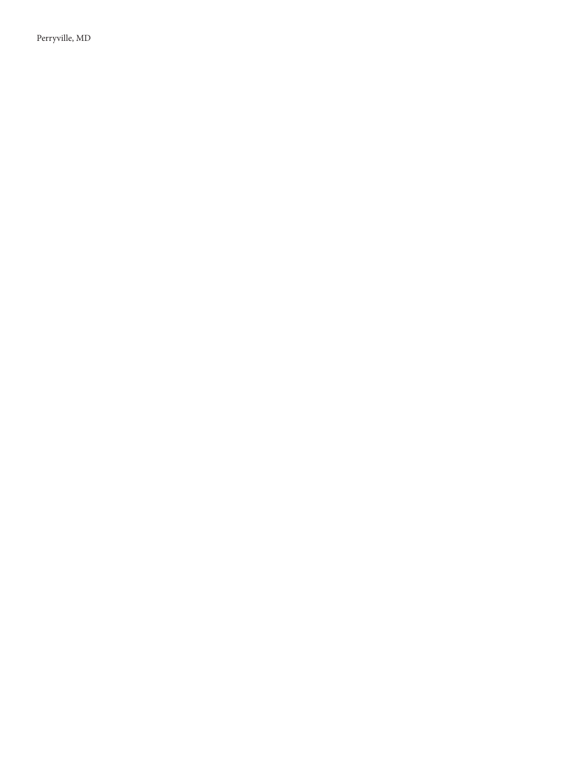Perryville, MD